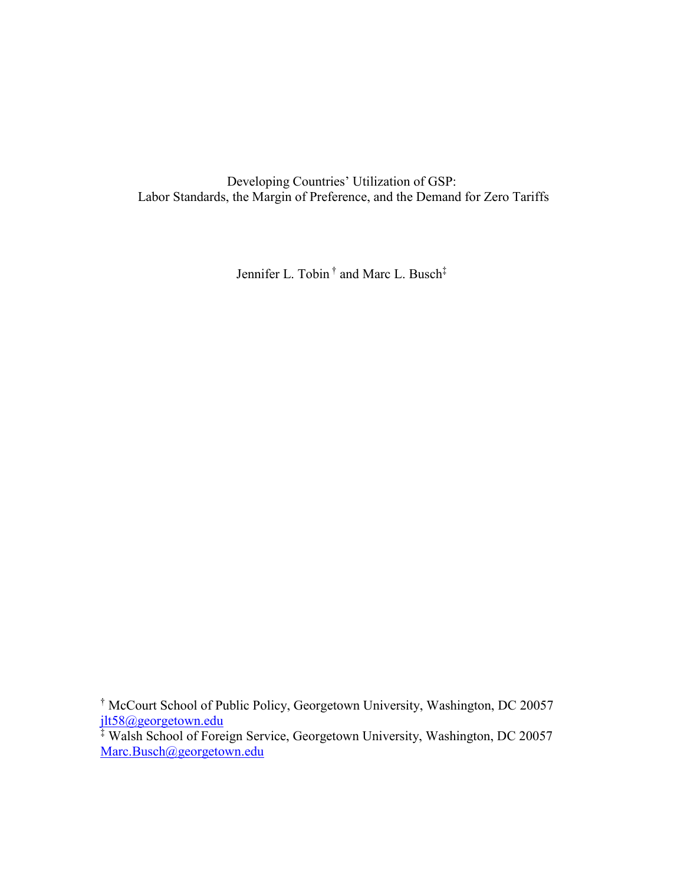# Developing Countries' Utilization of GSP: Labor Standards, the Margin of Preference, and the Demand for Zero Tariffs

Jennifer L. Tobin [†] and Marc L. Busch[‡]

[†] McCourt School of Public Policy, Georgetown University, Washington, DC 20057
jlt58@georgetown.edu

[‡] Walsh School of Foreign Service, Georgetown University, Washington, DC 20057
Marc.Busch@georgetown.edu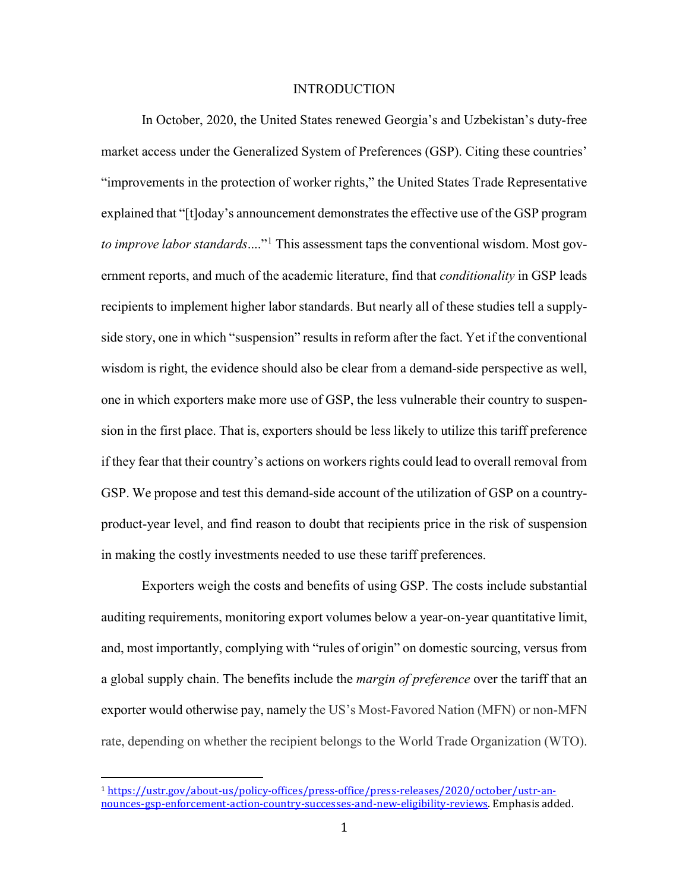## INTRODUCTION

In October, 2020, the United States renewed Georgia's and Uzbekistan's duty-free market access under the Generalized System of Preferences (GSP). Citing these countries' "improvements in the protection of worker rights," the United States Trade Representative explained that "[t]oday's announcement demonstrates the effective use of the GSP program *to improve labor standards*...."[1] This assessment taps the conventional wisdom. Most government reports, and much of the academic literature, find that *conditionality* in GSP leads recipients to implement higher labor standards. But nearly all of these studies tell a supply-side story, one in which "suspension" results in reform after the fact. Yet if the conventional wisdom is right, the evidence should also be clear from a demand-side perspective as well, one in which exporters make more use of GSP, the less vulnerable their country to suspension in the first place. That is, exporters should be less likely to utilize this tariff preference if they fear that their country's actions on workers rights could lead to overall removal from GSP. We propose and test this demand-side account of the utilization of GSP on a country-product-year level, and find reason to doubt that recipients price in the risk of suspension in making the costly investments needed to use these tariff preferences.

Exporters weigh the costs and benefits of using GSP. The costs include substantial auditing requirements, monitoring export volumes below a year-on-year quantitative limit, and, most importantly, complying with "rules of origin" on domestic sourcing, versus from a global supply chain. The benefits include the *margin of preference* over the tariff that an exporter would otherwise pay, namely the US's Most-Favored Nation (MFN) or non-MFN rate, depending on whether the recipient belongs to the World Trade Organization (WTO).

[1] https://ustr.gov/about-us/policy-offices/press-office/press-releases/2020/october/ustr-announces-gsp-enforcement-action-country-successes-and-new-eligibility-reviews. Emphasis added.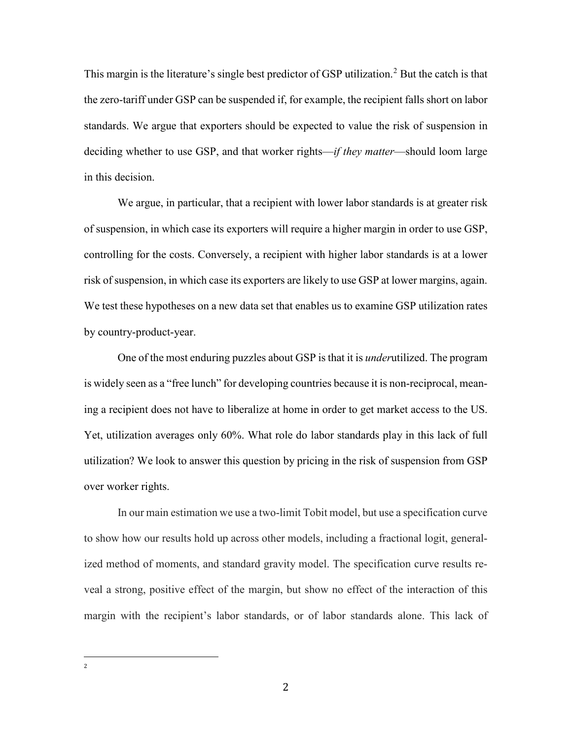This margin is the literature's single best predictor of GSP utilization.[2] But the catch is that the zero-tariff under GSP can be suspended if, for example, the recipient falls short on labor standards. We argue that exporters should be expected to value the risk of suspension in deciding whether to use GSP, and that worker rights—*if they matter*—should loom large in this decision.

We argue, in particular, that a recipient with lower labor standards is at greater risk of suspension, in which case its exporters will require a higher margin in order to use GSP, controlling for the costs. Conversely, a recipient with higher labor standards is at a lower risk of suspension, in which case its exporters are likely to use GSP at lower margins, again. We test these hypotheses on a new data set that enables us to examine GSP utilization rates by country-product-year.

One of the most enduring puzzles about GSP is that it is *under*utilized. The program is widely seen as a "free lunch" for developing countries because it is non-reciprocal, meaning a recipient does not have to liberalize at home in order to get market access to the US. Yet, utilization averages only 60%. What role do labor standards play in this lack of full utilization? We look to answer this question by pricing in the risk of suspension from GSP over worker rights.

In our main estimation we use a two-limit Tobit model, but use a specification curve to show how our results hold up across other models, including a fractional logit, generalized method of moments, and standard gravity model. The specification curve results reveal a strong, positive effect of the margin, but show no effect of the interaction of this margin with the recipient's labor standards, or of labor standards alone. This lack of

[2]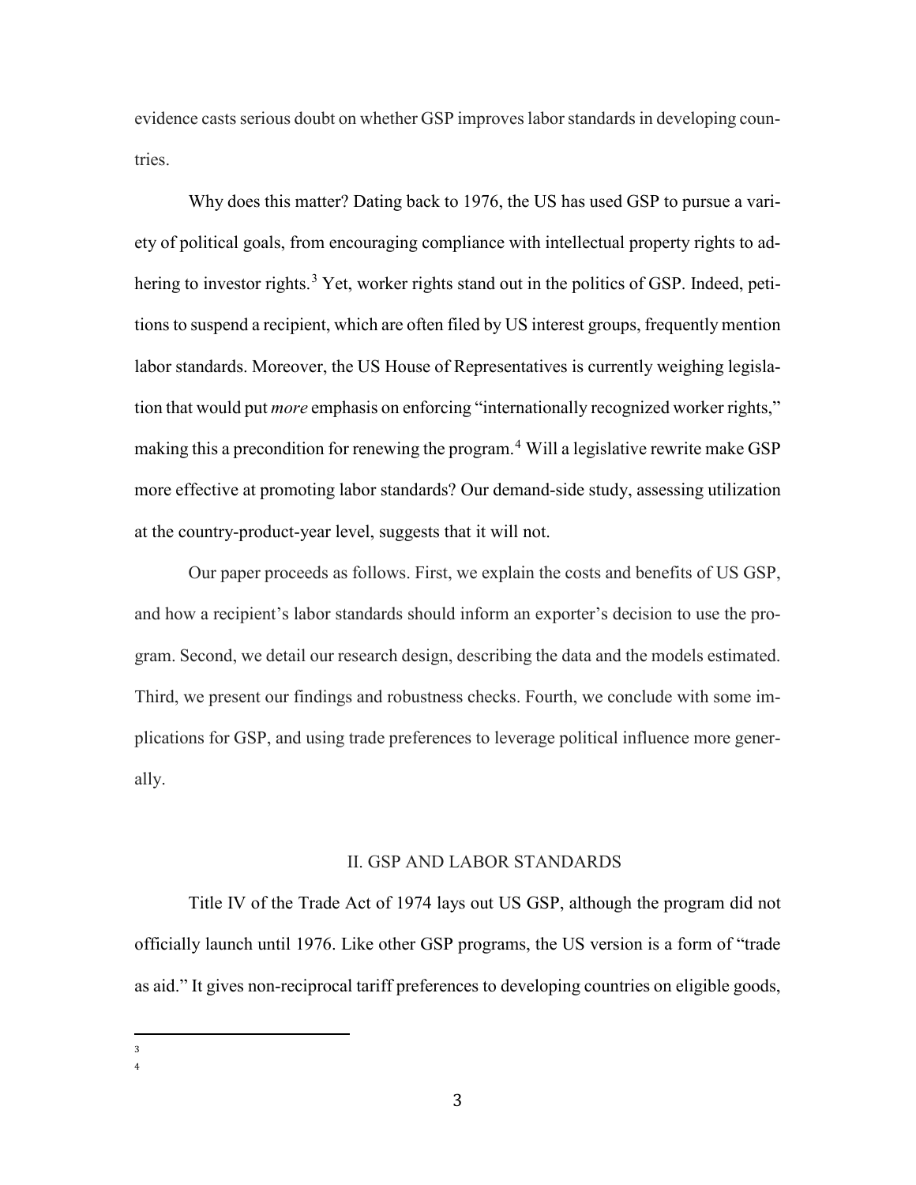evidence casts serious doubt on whether GSP improves labor standards in developing countries.

Why does this matter? Dating back to 1976, the US has used GSP to pursue a variety of political goals, from encouraging compliance with intellectual property rights to adhering to investor rights.[3] Yet, worker rights stand out in the politics of GSP. Indeed, petitions to suspend a recipient, which are often filed by US interest groups, frequently mention labor standards. Moreover, the US House of Representatives is currently weighing legislation that would put *more* emphasis on enforcing "internationally recognized worker rights," making this a precondition for renewing the program.[4] Will a legislative rewrite make GSP more effective at promoting labor standards? Our demand-side study, assessing utilization at the country-product-year level, suggests that it will not.

Our paper proceeds as follows. First, we explain the costs and benefits of US GSP, and how a recipient's labor standards should inform an exporter's decision to use the program. Second, we detail our research design, describing the data and the models estimated. Third, we present our findings and robustness checks. Fourth, we conclude with some implications for GSP, and using trade preferences to leverage political influence more generally.

## II. GSP AND LABOR STANDARDS

Title IV of the Trade Act of 1974 lays out US GSP, although the program did not officially launch until 1976. Like other GSP programs, the US version is a form of "trade as aid." It gives non-reciprocal tariff preferences to developing countries on eligible goods,

[3]

[4]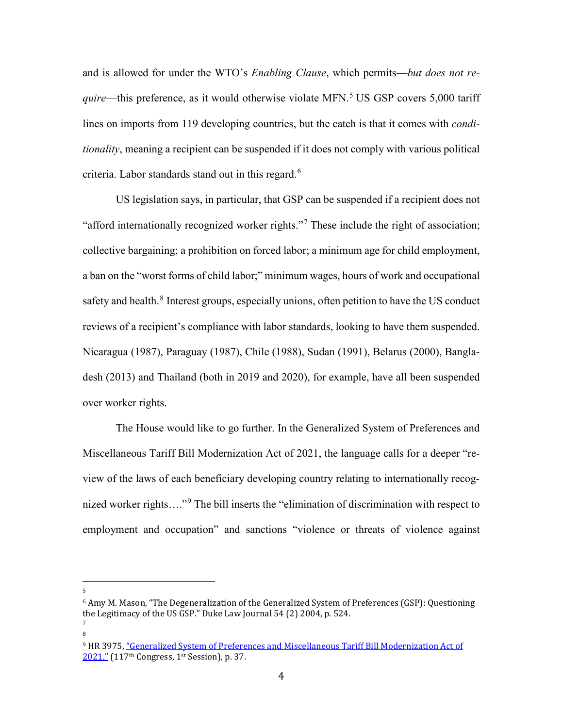and is allowed for under the WTO's *Enabling Clause*, which permits—*but does not require*—this preference, as it would otherwise violate MFN.[5] US GSP covers 5,000 tariff lines on imports from 119 developing countries, but the catch is that it comes with *conditionality*, meaning a recipient can be suspended if it does not comply with various political criteria. Labor standards stand out in this regard.[6]

US legislation says, in particular, that GSP can be suspended if a recipient does not "afford internationally recognized worker rights."[7] These include the right of association; collective bargaining; a prohibition on forced labor; a minimum age for child employment, a ban on the "worst forms of child labor;" minimum wages, hours of work and occupational safety and health.[8] Interest groups, especially unions, often petition to have the US conduct reviews of a recipient's compliance with labor standards, looking to have them suspended. Nicaragua (1987), Paraguay (1987), Chile (1988), Sudan (1991), Belarus (2000), Bangladesh (2013) and Thailand (both in 2019 and 2020), for example, have all been suspended over worker rights.

The House would like to go further. In the Generalized System of Preferences and Miscellaneous Tariff Bill Modernization Act of 2021, the language calls for a deeper "review of the laws of each beneficiary developing country relating to internationally recognized worker rights…."[9] The bill inserts the "elimination of discrimination with respect to employment and occupation" and sanctions "violence or threats of violence against

---

[5]

[6] Amy M. Mason, "The Degeneralization of the Generalized System of Preferences (GSP): Questioning the Legitimacy of the US GSP." Duke Law Journal 54 (2) 2004, p. 524.

[7]

[8]

[9] HR 3975, "Generalized System of Preferences and Miscellaneous Tariff Bill Modernization Act of 2021," (117th Congress, 1st Session), p. 37.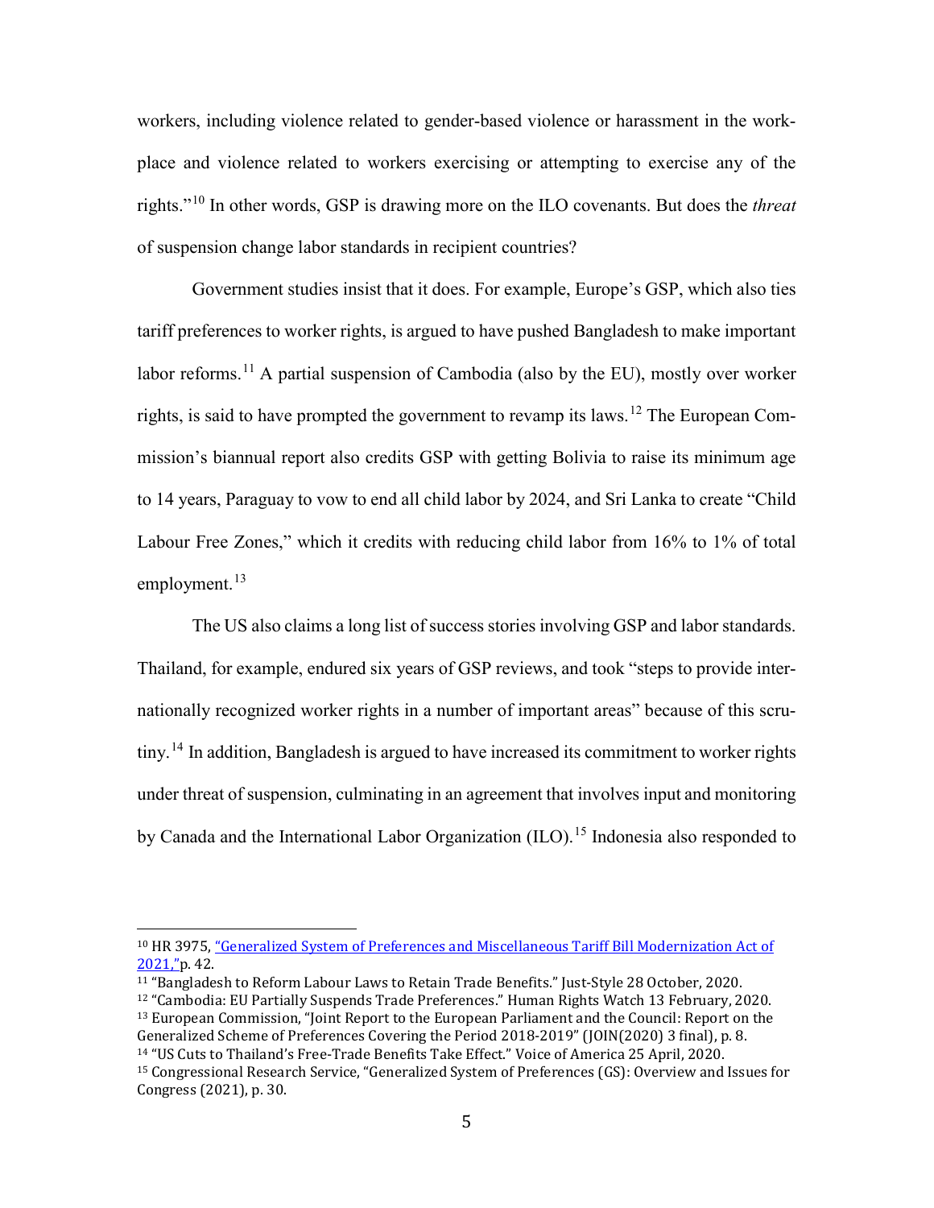workers, including violence related to gender-based violence or harassment in the work-place and violence related to workers exercising or attempting to exercise any of the rights."[10] In other words, GSP is drawing more on the ILO covenants. But does the *threat* of suspension change labor standards in recipient countries?

Government studies insist that it does. For example, Europe's GSP, which also ties tariff preferences to worker rights, is argued to have pushed Bangladesh to make important labor reforms.[11] A partial suspension of Cambodia (also by the EU), mostly over worker rights, is said to have prompted the government to revamp its laws.[12] The European Commission's biannual report also credits GSP with getting Bolivia to raise its minimum age to 14 years, Paraguay to vow to end all child labor by 2024, and Sri Lanka to create "Child Labour Free Zones," which it credits with reducing child labor from 16% to 1% of total employment.[13]

The US also claims a long list of success stories involving GSP and labor standards. Thailand, for example, endured six years of GSP reviews, and took "steps to provide internationally recognized worker rights in a number of important areas" because of this scrutiny.[14] In addition, Bangladesh is argued to have increased its commitment to worker rights under threat of suspension, culminating in an agreement that involves input and monitoring by Canada and the International Labor Organization (ILO).[15] Indonesia also responded to

---

[10] HR 3975, "Generalized System of Preferences and Miscellaneous Tariff Bill Modernization Act of 2021,"p. 42.

[11] "Bangladesh to Reform Labour Laws to Retain Trade Benefits." Just-Style 28 October, 2020.

[12] "Cambodia: EU Partially Suspends Trade Preferences." Human Rights Watch 13 February, 2020.

[13] European Commission, "Joint Report to the European Parliament and the Council: Report on the Generalized Scheme of Preferences Covering the Period 2018-2019" (JOIN(2020) 3 final), p. 8.

[14] "US Cuts to Thailand's Free-Trade Benefits Take Effect." Voice of America 25 April, 2020.

[15] Congressional Research Service, "Generalized System of Preferences (GS): Overview and Issues for Congress (2021), p. 30.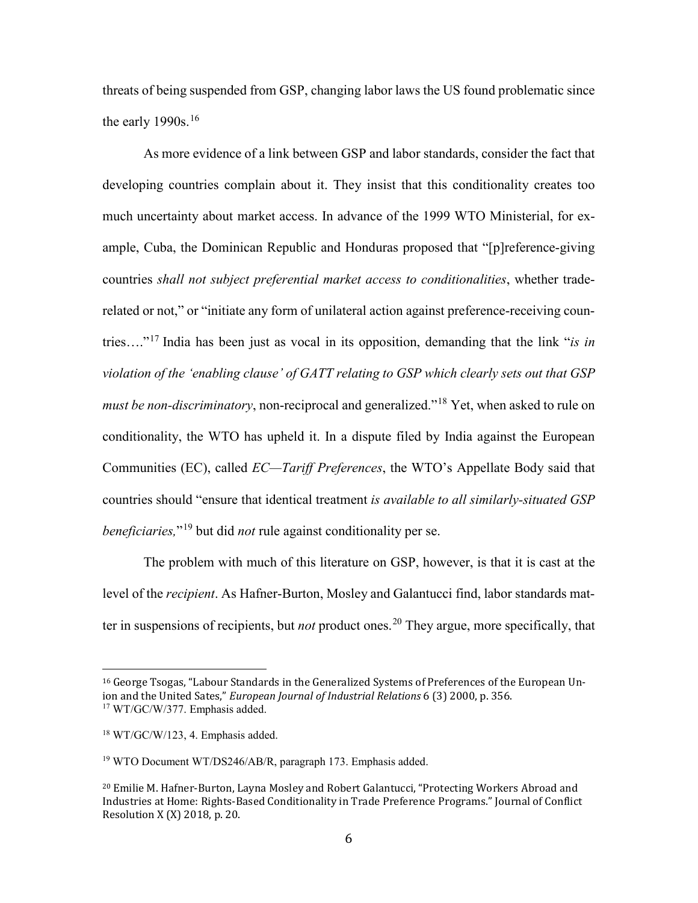threats of being suspended from GSP, changing labor laws the US found problematic since the early 1990s.[16]

As more evidence of a link between GSP and labor standards, consider the fact that developing countries complain about it. They insist that this conditionality creates too much uncertainty about market access. In advance of the 1999 WTO Ministerial, for example, Cuba, the Dominican Republic and Honduras proposed that "[p]reference-giving countries *shall not subject preferential market access to conditionalities*, whether trade-related or not," or "initiate any form of unilateral action against preference-receiving countries…."[17] India has been just as vocal in its opposition, demanding that the link "*is in violation of the 'enabling clause' of GATT relating to GSP which clearly sets out that GSP must be non-discriminatory*, non-reciprocal and generalized."[18] Yet, when asked to rule on conditionality, the WTO has upheld it. In a dispute filed by India against the European Communities (EC), called *EC—Tariff Preferences*, the WTO's Appellate Body said that countries should "ensure that identical treatment *is available to all similarly-situated GSP beneficiaries,*"[19] but did *not* rule against conditionality per se.

The problem with much of this literature on GSP, however, is that it is cast at the level of the *recipient*. As Hafner-Burton, Mosley and Galantucci find, labor standards matter in suspensions of recipients, but *not* product ones.[20] They argue, more specifically, that

---

[16] George Tsogas, "Labour Standards in the Generalized Systems of Preferences of the European Union and the United Sates," *European Journal of Industrial Relations* 6 (3) 2000, p. 356.

[17] WT/GC/W/377. Emphasis added.

[18] WT/GC/W/123, 4. Emphasis added.

[19] WTO Document WT/DS246/AB/R, paragraph 173. Emphasis added.

[20] Emilie M. Hafner-Burton, Layna Mosley and Robert Galantucci, "Protecting Workers Abroad and Industries at Home: Rights-Based Conditionality in Trade Preference Programs." Journal of Conflict Resolution X (X) 2018, p. 20.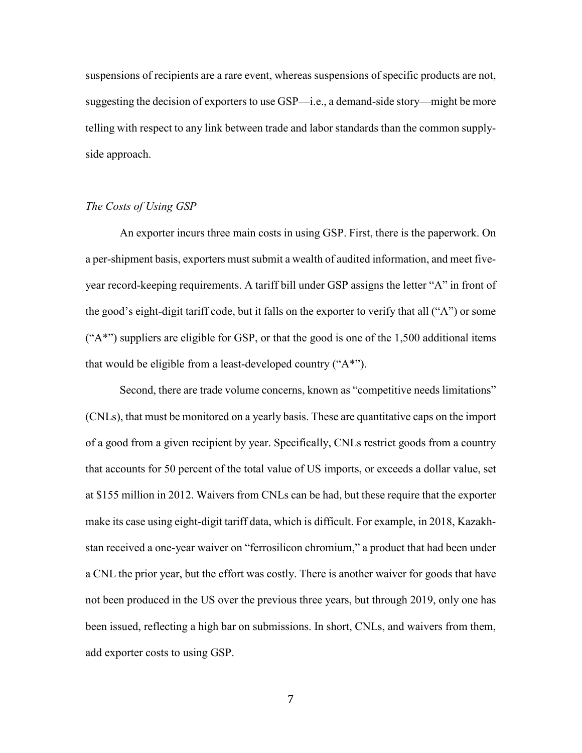suspensions of recipients are a rare event, whereas suspensions of specific products are not, suggesting the decision of exporters to use GSP—i.e., a demand-side story—might be more telling with respect to any link between trade and labor standards than the common supply-side approach.

### *The Costs of Using GSP*

An exporter incurs three main costs in using GSP. First, there is the paperwork. On a per-shipment basis, exporters must submit a wealth of audited information, and meet five-year record-keeping requirements. A tariff bill under GSP assigns the letter "A" in front of the good's eight-digit tariff code, but it falls on the exporter to verify that all ("A") or some ("A*") suppliers are eligible for GSP, or that the good is one of the 1,500 additional items that would be eligible from a least-developed country ("A*").

Second, there are trade volume concerns, known as "competitive needs limitations" (CNLs), that must be monitored on a yearly basis. These are quantitative caps on the import of a good from a given recipient by year. Specifically, CNLs restrict goods from a country that accounts for 50 percent of the total value of US imports, or exceeds a dollar value, set at $155 million in 2012. Waivers from CNLs can be had, but these require that the exporter make its case using eight-digit tariff data, which is difficult. For example, in 2018, Kazakhstan received a one-year waiver on "ferrosilicon chromium," a product that had been under a CNL the prior year, but the effort was costly. There is another waiver for goods that have not been produced in the US over the previous three years, but through 2019, only one has been issued, reflecting a high bar on submissions. In short, CNLs, and waivers from them, add exporter costs to using GSP.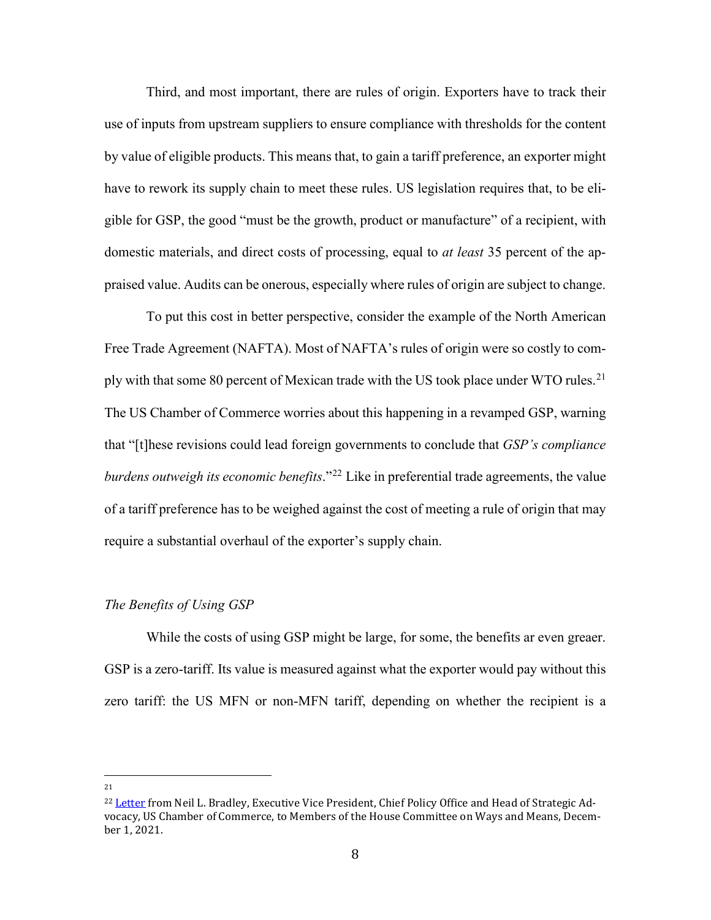Third, and most important, there are rules of origin. Exporters have to track their use of inputs from upstream suppliers to ensure compliance with thresholds for the content by value of eligible products. This means that, to gain a tariff preference, an exporter might have to rework its supply chain to meet these rules. US legislation requires that, to be eligible for GSP, the good "must be the growth, product or manufacture" of a recipient, with domestic materials, and direct costs of processing, equal to *at least* 35 percent of the appraised value. Audits can be onerous, especially where rules of origin are subject to change.

To put this cost in better perspective, consider the example of the North American Free Trade Agreement (NAFTA). Most of NAFTA's rules of origin were so costly to comply with that some 80 percent of Mexican trade with the US took place under WTO rules.[21] The US Chamber of Commerce worries about this happening in a revamped GSP, warning that "[t]hese revisions could lead foreign governments to conclude that *GSP's compliance burdens outweigh its economic benefits*."[22] Like in preferential trade agreements, the value of a tariff preference has to be weighed against the cost of meeting a rule of origin that may require a substantial overhaul of the exporter's supply chain.

### *The Benefits of Using GSP*

While the costs of using GSP might be large, for some, the benefits ar even greaer. GSP is a zero-tariff. Its value is measured against what the exporter would pay without this zero tariff: the US MFN or non-MFN tariff, depending on whether the recipient is a

---

[21]

[22] Letter from Neil L. Bradley, Executive Vice President, Chief Policy Office and Head of Strategic Advocacy, US Chamber of Commerce, to Members of the House Committee on Ways and Means, December 1, 2021.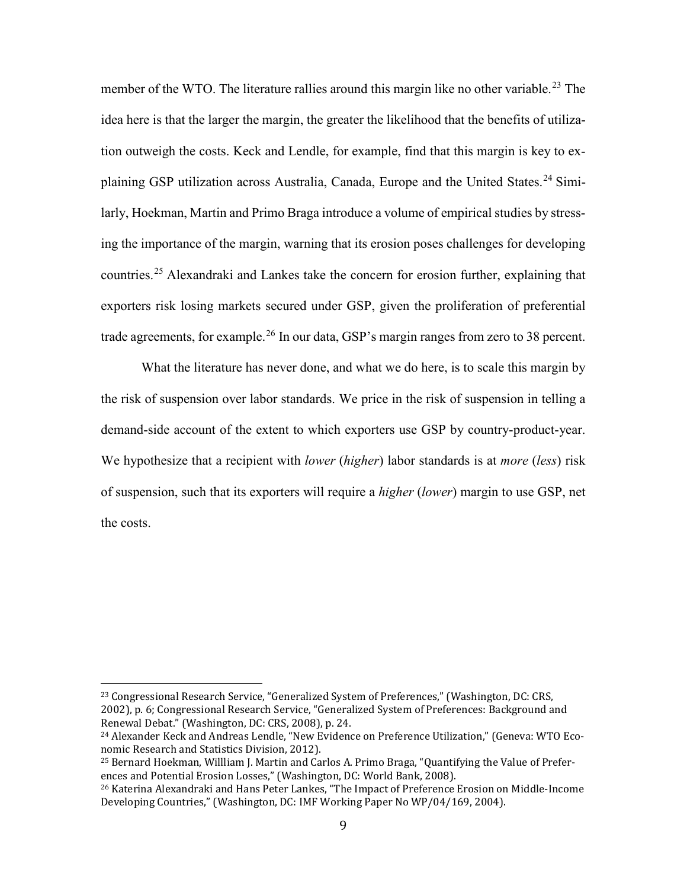member of the WTO. The literature rallies around this margin like no other variable.[23] The idea here is that the larger the margin, the greater the likelihood that the benefits of utilization outweigh the costs. Keck and Lendle, for example, find that this margin is key to explaining GSP utilization across Australia, Canada, Europe and the United States.[24] Similarly, Hoekman, Martin and Primo Braga introduce a volume of empirical studies by stressing the importance of the margin, warning that its erosion poses challenges for developing countries.[25] Alexandraki and Lankes take the concern for erosion further, explaining that exporters risk losing markets secured under GSP, given the proliferation of preferential trade agreements, for example.[26] In our data, GSP's margin ranges from zero to 38 percent.

What the literature has never done, and what we do here, is to scale this margin by the risk of suspension over labor standards. We price in the risk of suspension in telling a demand-side account of the extent to which exporters use GSP by country-product-year. We hypothesize that a recipient with *lower* (*higher*) labor standards is at *more* (*less*) risk of suspension, such that its exporters will require a *higher* (*lower*) margin to use GSP, net the costs.

---

[23] Congressional Research Service, "Generalized System of Preferences," (Washington, DC: CRS, 2002), p. 6; Congressional Research Service, "Generalized System of Preferences: Background and Renewal Debat." (Washington, DC: CRS, 2008), p. 24.

[24] Alexander Keck and Andreas Lendle, "New Evidence on Preference Utilization," (Geneva: WTO Economic Research and Statistics Division, 2012).

[25] Bernard Hoekman, Willliam J. Martin and Carlos A. Primo Braga, "Quantifying the Value of Preferences and Potential Erosion Losses," (Washington, DC: World Bank, 2008).

[26] Katerina Alexandraki and Hans Peter Lankes, "The Impact of Preference Erosion on Middle-Income Developing Countries," (Washington, DC: IMF Working Paper No WP/04/169, 2004).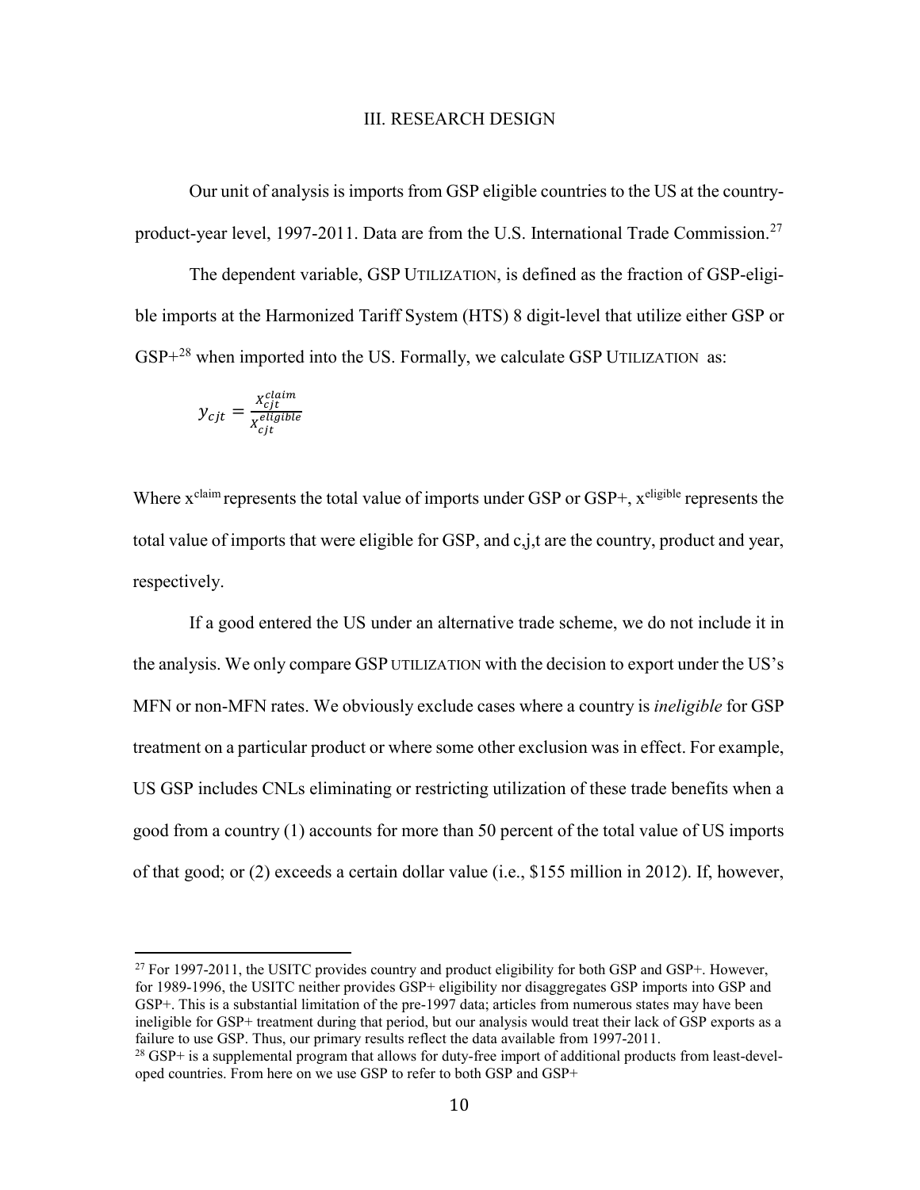## III. RESEARCH DESIGN

Our unit of analysis is imports from GSP eligible countries to the US at the country-product-year level, 1997-2011. Data are from the U.S. International Trade Commission.[27]

The dependent variable, GSP UTILIZATION, is defined as the fraction of GSP-eligible imports at the Harmonized Tariff System (HTS) 8 digit-level that utilize either GSP or GSP+[28] when imported into the US. Formally, we calculate GSP UTILIZATION as:

$$y_{cjt} = \frac{x_{cjt}^{claim}}{x_{cjt}^{eligible}}$$

Where $x^{claim}$ represents the total value of imports under GSP or GSP+, $x^{eligible}$ represents the total value of imports that were eligible for GSP, and c,j,t are the country, product and year, respectively.

If a good entered the US under an alternative trade scheme, we do not include it in the analysis. We only compare GSP UTILIZATION with the decision to export under the US's MFN or non-MFN rates. We obviously exclude cases where a country is *ineligible* for GSP treatment on a particular product or where some other exclusion was in effect. For example, US GSP includes CNLs eliminating or restricting utilization of these trade benefits when a good from a country (1) accounts for more than 50 percent of the total value of US imports of that good; or (2) exceeds a certain dollar value (i.e., \$155 million in 2012). If, however,

---

[27] For 1997-2011, the USITC provides country and product eligibility for both GSP and GSP+. However, for 1989-1996, the USITC neither provides GSP+ eligibility nor disaggregates GSP imports into GSP and GSP+. This is a substantial limitation of the pre-1997 data; articles from numerous states may have been ineligible for GSP+ treatment during that period, but our analysis would treat their lack of GSP exports as a failure to use GSP. Thus, our primary results reflect the data available from 1997-2011.

[28] GSP+ is a supplemental program that allows for duty-free import of additional products from least-developed countries. From here on we use GSP to refer to both GSP and GSP+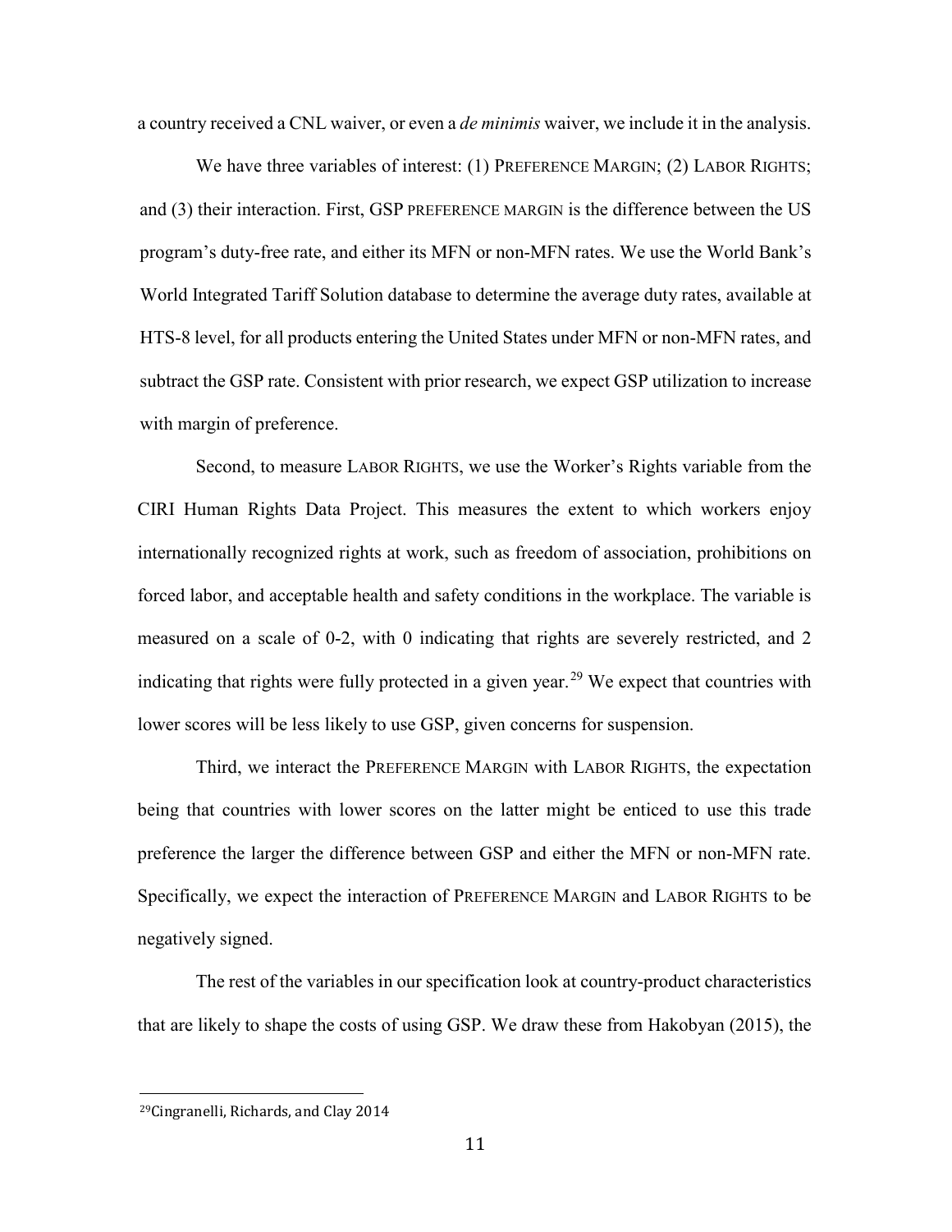a country received a CNL waiver, or even a *de minimis* waiver, we include it in the analysis.

We have three variables of interest: (1) PREFERENCE MARGIN; (2) LABOR RIGHTS; and (3) their interaction. First, GSP PREFERENCE MARGIN is the difference between the US program's duty-free rate, and either its MFN or non-MFN rates. We use the World Bank's World Integrated Tariff Solution database to determine the average duty rates, available at HTS-8 level, for all products entering the United States under MFN or non-MFN rates, and subtract the GSP rate. Consistent with prior research, we expect GSP utilization to increase with margin of preference.

Second, to measure LABOR RIGHTS, we use the Worker's Rights variable from the CIRI Human Rights Data Project. This measures the extent to which workers enjoy internationally recognized rights at work, such as freedom of association, prohibitions on forced labor, and acceptable health and safety conditions in the workplace. The variable is measured on a scale of 0-2, with 0 indicating that rights are severely restricted, and 2 indicating that rights were fully protected in a given year.[29] We expect that countries with lower scores will be less likely to use GSP, given concerns for suspension.

Third, we interact the PREFERENCE MARGIN with LABOR RIGHTS, the expectation being that countries with lower scores on the latter might be enticed to use this trade preference the larger the difference between GSP and either the MFN or non-MFN rate. Specifically, we expect the interaction of PREFERENCE MARGIN and LABOR RIGHTS to be negatively signed.

The rest of the variables in our specification look at country-product characteristics that are likely to shape the costs of using GSP. We draw these from Hakobyan (2015), the

[29] Cingranelli, Richards, and Clay 2014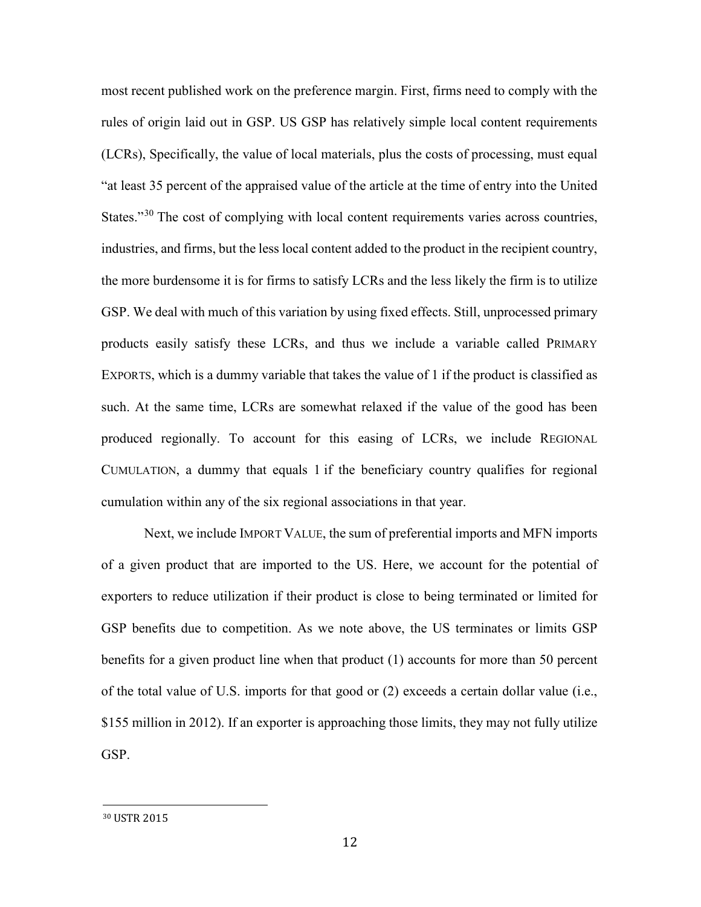most recent published work on the preference margin. First, firms need to comply with the rules of origin laid out in GSP. US GSP has relatively simple local content requirements (LCRs), Specifically, the value of local materials, plus the costs of processing, must equal "at least 35 percent of the appraised value of the article at the time of entry into the United States."[30] The cost of complying with local content requirements varies across countries, industries, and firms, but the less local content added to the product in the recipient country, the more burdensome it is for firms to satisfy LCRs and the less likely the firm is to utilize GSP. We deal with much of this variation by using fixed effects. Still, unprocessed primary products easily satisfy these LCRs, and thus we include a variable called PRIMARY EXPORTS, which is a dummy variable that takes the value of 1 if the product is classified as such. At the same time, LCRs are somewhat relaxed if the value of the good has been produced regionally. To account for this easing of LCRs, we include REGIONAL CUMULATION, a dummy that equals 1 if the beneficiary country qualifies for regional cumulation within any of the six regional associations in that year.

Next, we include IMPORT VALUE, the sum of preferential imports and MFN imports of a given product that are imported to the US. Here, we account for the potential of exporters to reduce utilization if their product is close to being terminated or limited for GSP benefits due to competition. As we note above, the US terminates or limits GSP benefits for a given product line when that product (1) accounts for more than 50 percent of the total value of U.S. imports for that good or (2) exceeds a certain dollar value (i.e., $155 million in 2012). If an exporter is approaching those limits, they may not fully utilize GSP.

[30] USTR 2015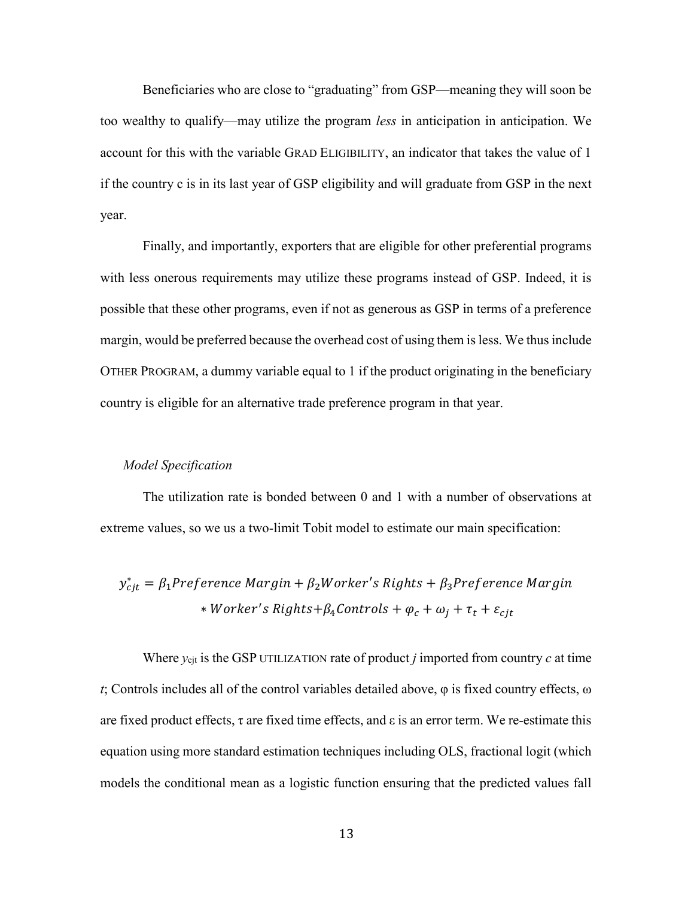Beneficiaries who are close to "graduating" from GSP—meaning they will soon be too wealthy to qualify—may utilize the program *less* in anticipation in anticipation. We account for this with the variable GRAD ELIGIBILITY, an indicator that takes the value of 1 if the country c is in its last year of GSP eligibility and will graduate from GSP in the next year.

Finally, and importantly, exporters that are eligible for other preferential programs with less onerous requirements may utilize these programs instead of GSP. Indeed, it is possible that these other programs, even if not as generous as GSP in terms of a preference margin, would be preferred because the overhead cost of using them is less. We thus include OTHER PROGRAM, a dummy variable equal to 1 if the product originating in the beneficiary country is eligible for an alternative trade preference program in that year.

*Model Specification*

The utilization rate is bonded between 0 and 1 with a number of observations at extreme values, so we us a two-limit Tobit model to estimate our main specification:

$$y^*_{cjt} = \beta_1 Preference\ Margin + \beta_2 Worker's\ Rights + \beta_3 Preference\ Margin * Worker's\ Rights + \beta_4 Controls + \varphi_c + \omega_j + \tau_t + \varepsilon_{cjt}$$

Where $y_{cjt}$ is the GSP UTILIZATION rate of product *j* imported from country *c* at time *t*; Controls includes all of the control variables detailed above, $\varphi$ is fixed country effects, $\omega$ are fixed product effects, $\tau$ are fixed time effects, and $\varepsilon$ is an error term. We re-estimate this equation using more standard estimation techniques including OLS, fractional logit (which models the conditional mean as a logistic function ensuring that the predicted values fall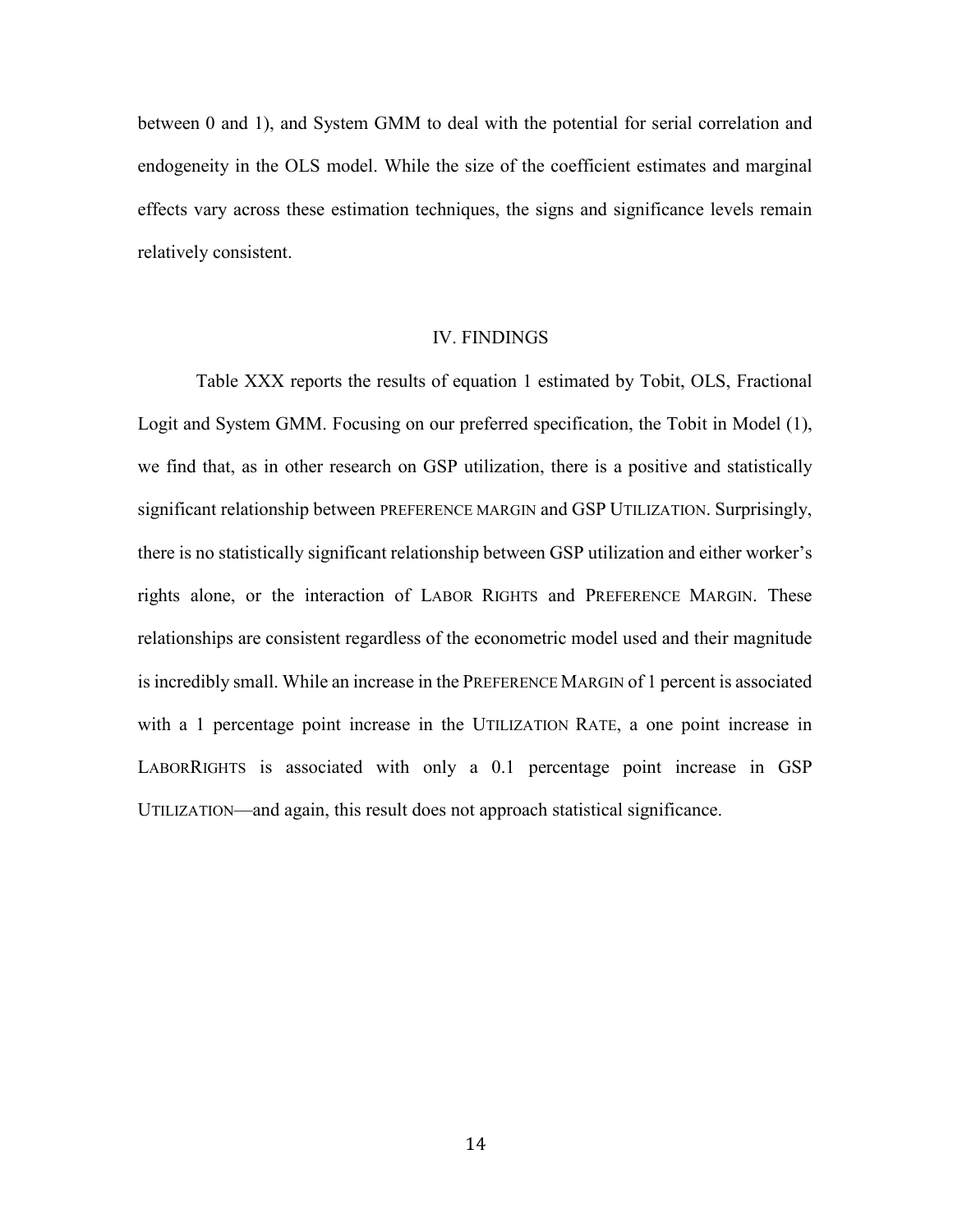between 0 and 1), and System GMM to deal with the potential for serial correlation and endogeneity in the OLS model. While the size of the coefficient estimates and marginal effects vary across these estimation techniques, the signs and significance levels remain relatively consistent.

## IV. FINDINGS

Table XXX reports the results of equation 1 estimated by Tobit, OLS, Fractional Logit and System GMM. Focusing on our preferred specification, the Tobit in Model (1), we find that, as in other research on GSP utilization, there is a positive and statistically significant relationship between PREFERENCE MARGIN and GSP UTILIZATION. Surprisingly, there is no statistically significant relationship between GSP utilization and either worker's rights alone, or the interaction of LABOR RIGHTS and PREFERENCE MARGIN. These relationships are consistent regardless of the econometric model used and their magnitude is incredibly small. While an increase in the PREFERENCE MARGIN of 1 percent is associated with a 1 percentage point increase in the UTILIZATION RATE, a one point increase in LABORRIGHTS is associated with only a 0.1 percentage point increase in GSP UTILIZATION—and again, this result does not approach statistical significance.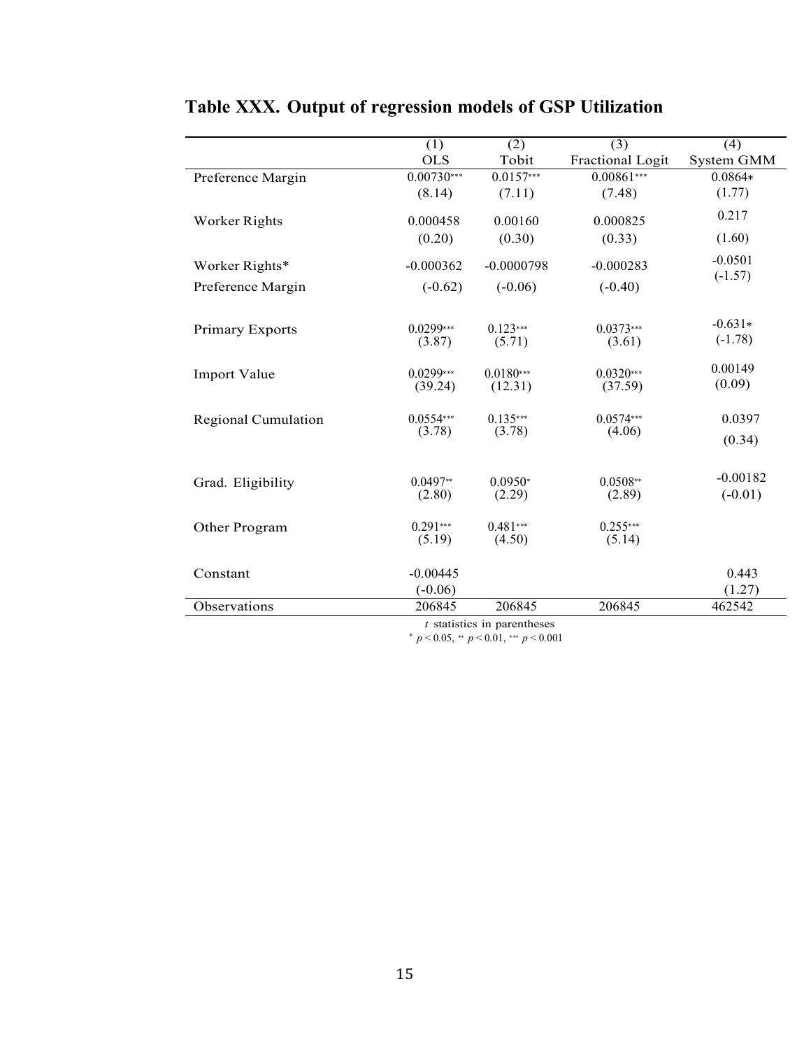**Table XXX. Output of regression models of GSP Utilization**

| | (1) | (2) | (3) | (4) |
|---|---|---|---|---|
| | OLS | Tobit | Fractional Logit | System GMM |
| Preference Margin | 0.00730*** | 0.0157*** | 0.00861*** | 0.0864* |
| | (8.14) | (7.11) | (7.48) | (1.77) |
| Worker Rights | 0.000458 | 0.00160 | 0.000825 | 0.217 |
| | (0.20) | (0.30) | (0.33) | (1.60) |
| Worker Rights* Preference Margin | -0.000362 | -0.0000798 | -0.000283 | -0.0501 |
| | (-0.62) | (-0.06) | (-0.40) | (-1.57) |
| Primary Exports | 0.0299*** | 0.123*** | 0.0373*** | -0.631* |
| | (3.87) | (5.71) | (3.61) | (-1.78) |
| Import Value | 0.0299*** | 0.0180*** | 0.0320*** | 0.00149 |
| | (39.24) | (12.31) | (37.59) | (0.09) |
| Regional Cumulation | 0.0554*** | 0.135*** | 0.0574*** | 0.0397 |
| | (3.78) | (3.78) | (4.06) | (0.34) |
| Grad. Eligibility | 0.0497** | 0.0950* | 0.0508** | -0.00182 |
| | (2.80) | (2.29) | (2.89) | (-0.01) |
| Other Program | 0.291*** | 0.481*** | 0.255*** | |
| | (5.19) | (4.50) | (5.14) | |
| Constant | -0.00445 | | | 0.443 |
| | (-0.06) | | | (1.27) |
| Observations | 206845 | 206845 | 206845 | 462542 |

*t* statistics in parentheses
* $p < 0.05$, ** $p < 0.01$, *** $p < 0.001$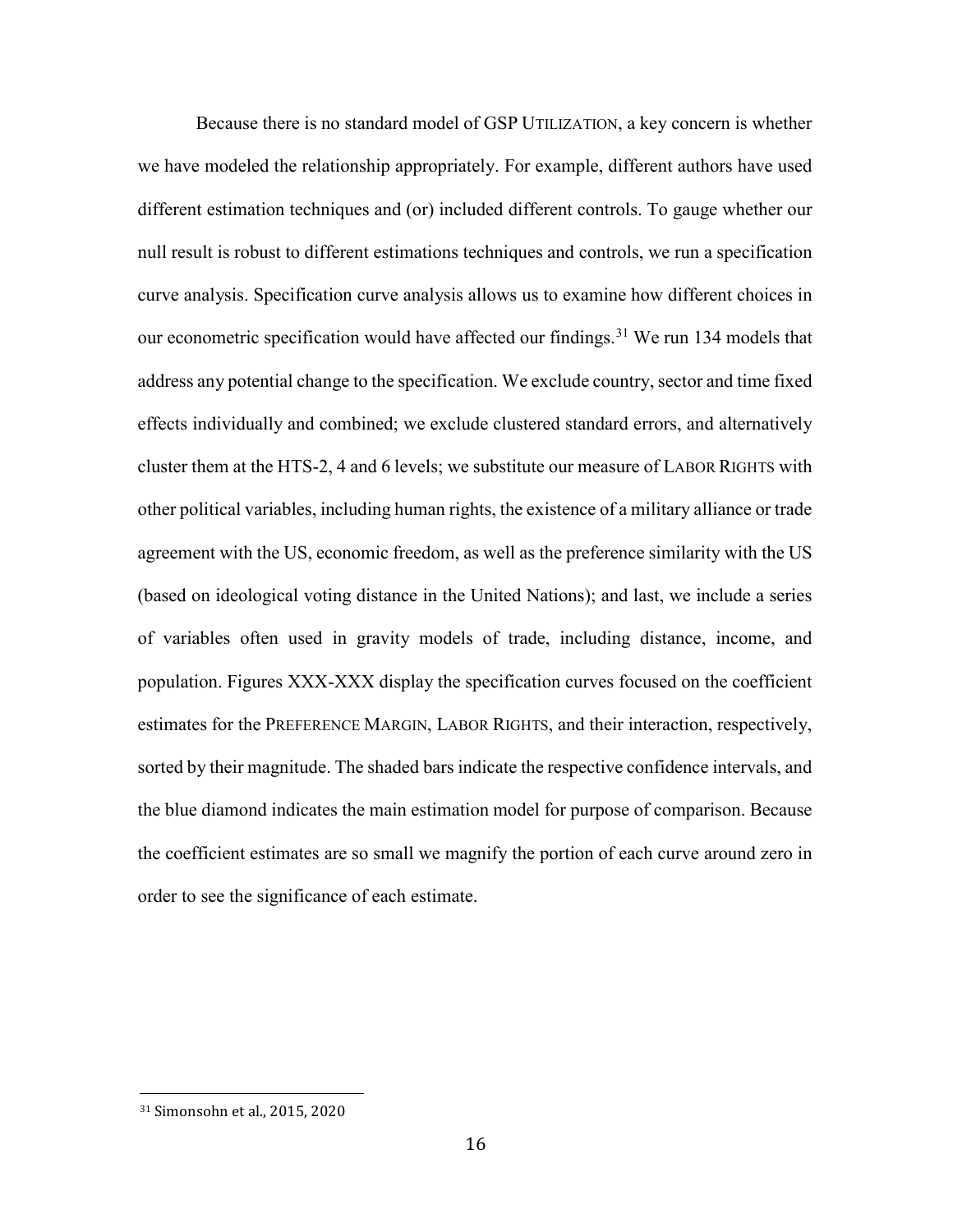Because there is no standard model of GSP UTILIZATION, a key concern is whether we have modeled the relationship appropriately. For example, different authors have used different estimation techniques and (or) included different controls. To gauge whether our null result is robust to different estimations techniques and controls, we run a specification curve analysis. Specification curve analysis allows us to examine how different choices in our econometric specification would have affected our findings.[31] We run 134 models that address any potential change to the specification. We exclude country, sector and time fixed effects individually and combined; we exclude clustered standard errors, and alternatively cluster them at the HTS-2, 4 and 6 levels; we substitute our measure of LABOR RIGHTS with other political variables, including human rights, the existence of a military alliance or trade agreement with the US, economic freedom, as well as the preference similarity with the US (based on ideological voting distance in the United Nations); and last, we include a series of variables often used in gravity models of trade, including distance, income, and population. Figures XXX-XXX display the specification curves focused on the coefficient estimates for the PREFERENCE MARGIN, LABOR RIGHTS, and their interaction, respectively, sorted by their magnitude. The shaded bars indicate the respective confidence intervals, and the blue diamond indicates the main estimation model for purpose of comparison. Because the coefficient estimates are so small we magnify the portion of each curve around zero in order to see the significance of each estimate.

[31] Simonsohn et al., 2015, 2020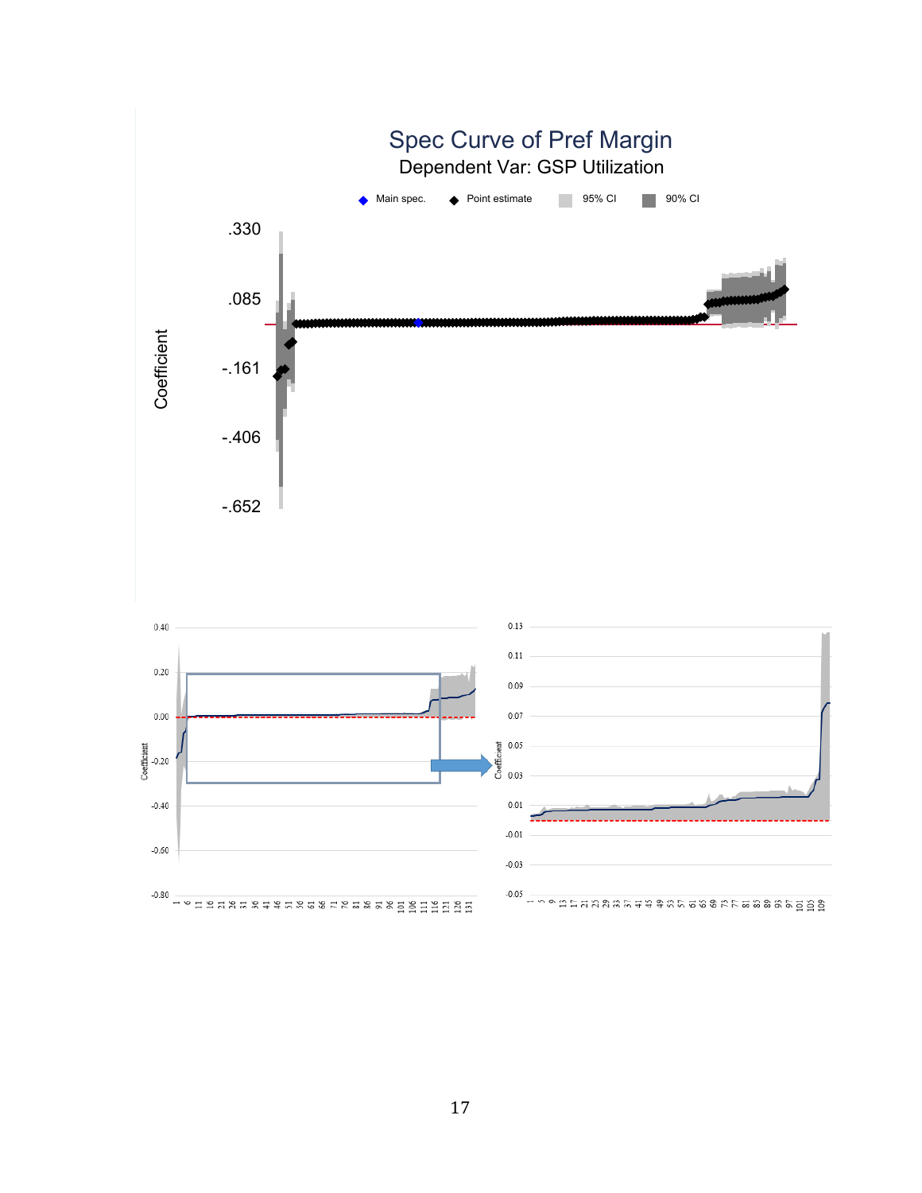Spec Curve of Pref Margin

Dependent Var: GSP Utilization

Main spec. ◆ Point estimate ◆ 95% CI 90% CI

Coefficient

.330

.085

-.161

-.406

-.652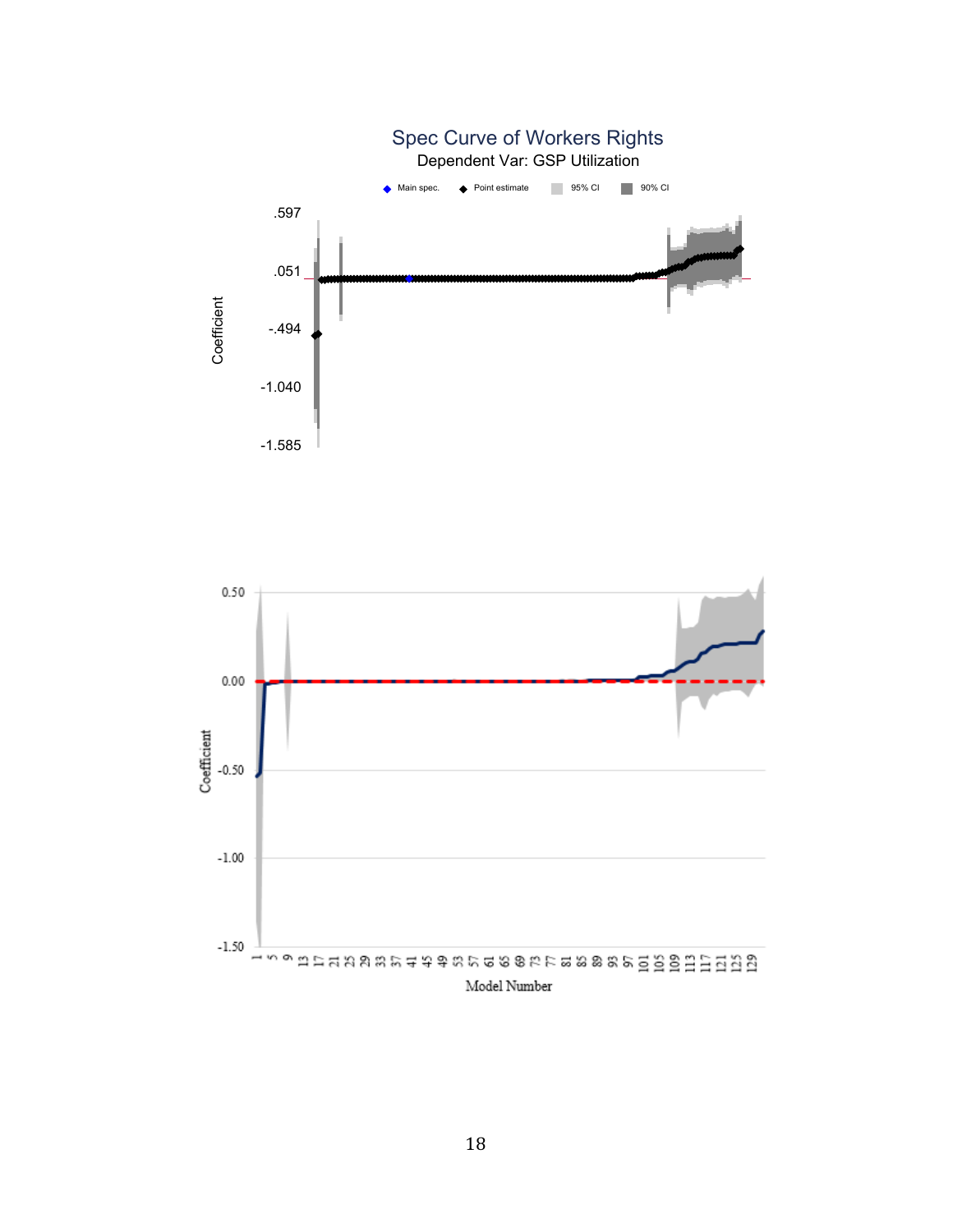Spec Curve of Workers Rights

Dependent Var: GSP Utilization

Main spec. ◆ Point estimate 95% CI 90% CI

Coefficient

.597

.051

-.494

-1.040

-1.585

Coefficient

0.50

0.00

-0.50

-1.00

-1.50

1 5 9 13 17 21 25 29 33 37 41 45 49 53 57 61 65 69 73 77 81 85 89 93 97 101 105 109 113 117 121 125 129

Model Number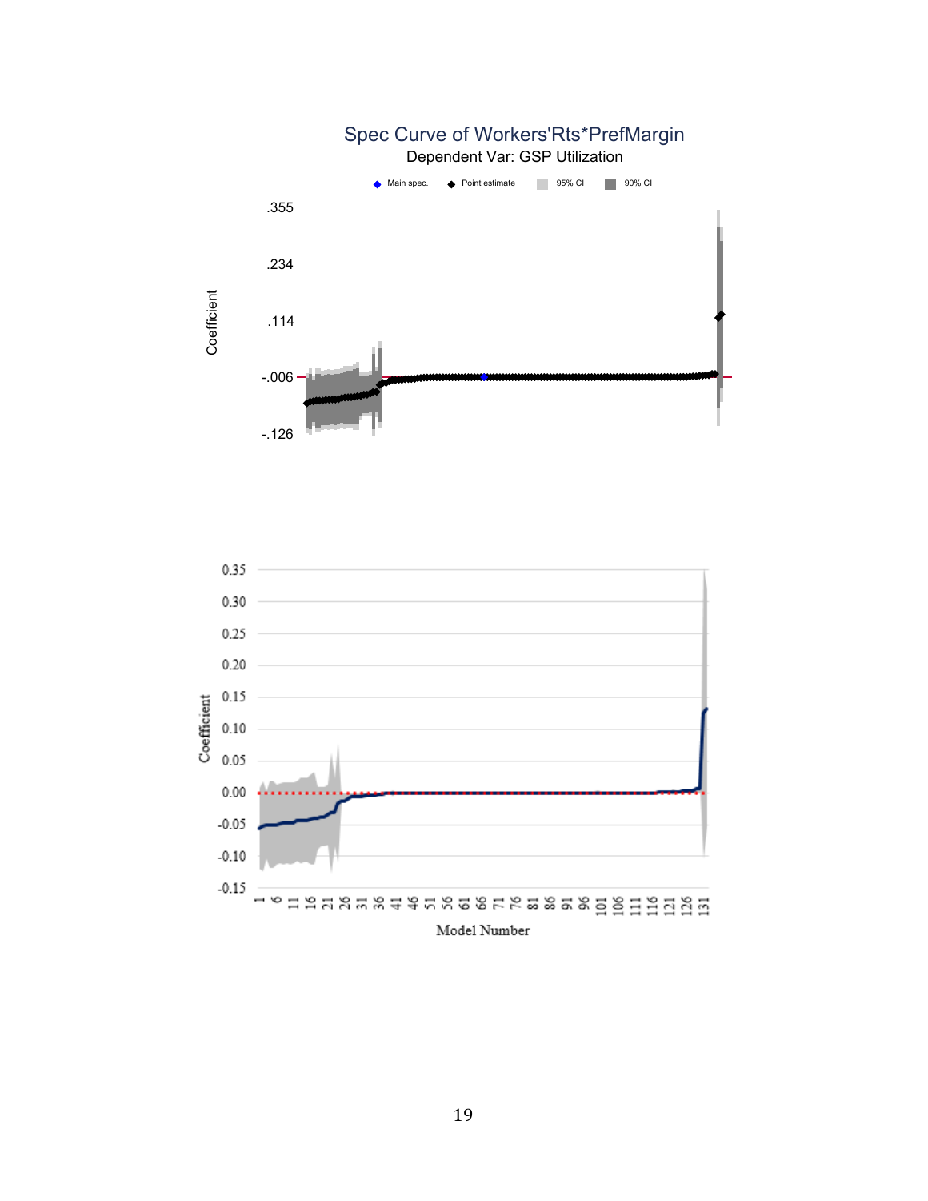Spec Curve of Workers'Rts*PrefMargin

Dependent Var: GSP Utilization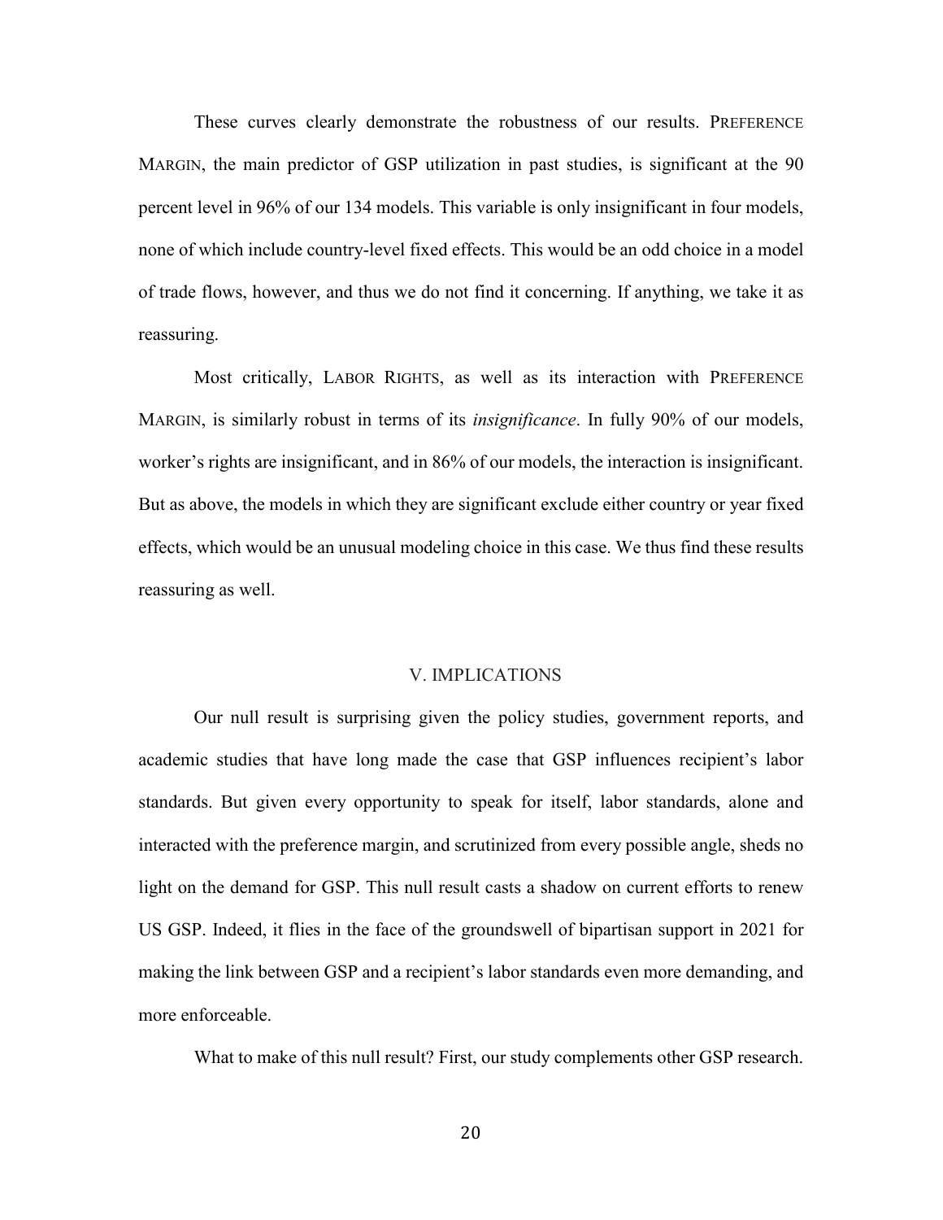These curves clearly demonstrate the robustness of our results. PREFERENCE MARGIN, the main predictor of GSP utilization in past studies, is significant at the 90 percent level in 96% of our 134 models. This variable is only insignificant in four models, none of which include country-level fixed effects. This would be an odd choice in a model of trade flows, however, and thus we do not find it concerning. If anything, we take it as reassuring.

Most critically, LABOR RIGHTS, as well as its interaction with PREFERENCE MARGIN, is similarly robust in terms of its *insignificance*. In fully 90% of our models, worker's rights are insignificant, and in 86% of our models, the interaction is insignificant. But as above, the models in which they are significant exclude either country or year fixed effects, which would be an unusual modeling choice in this case. We thus find these results reassuring as well.

## V. IMPLICATIONS

Our null result is surprising given the policy studies, government reports, and academic studies that have long made the case that GSP influences recipient's labor standards. But given every opportunity to speak for itself, labor standards, alone and interacted with the preference margin, and scrutinized from every possible angle, sheds no light on the demand for GSP. This null result casts a shadow on current efforts to renew US GSP. Indeed, it flies in the face of the groundswell of bipartisan support in 2021 for making the link between GSP and a recipient's labor standards even more demanding, and more enforceable.

What to make of this null result? First, our study complements other GSP research.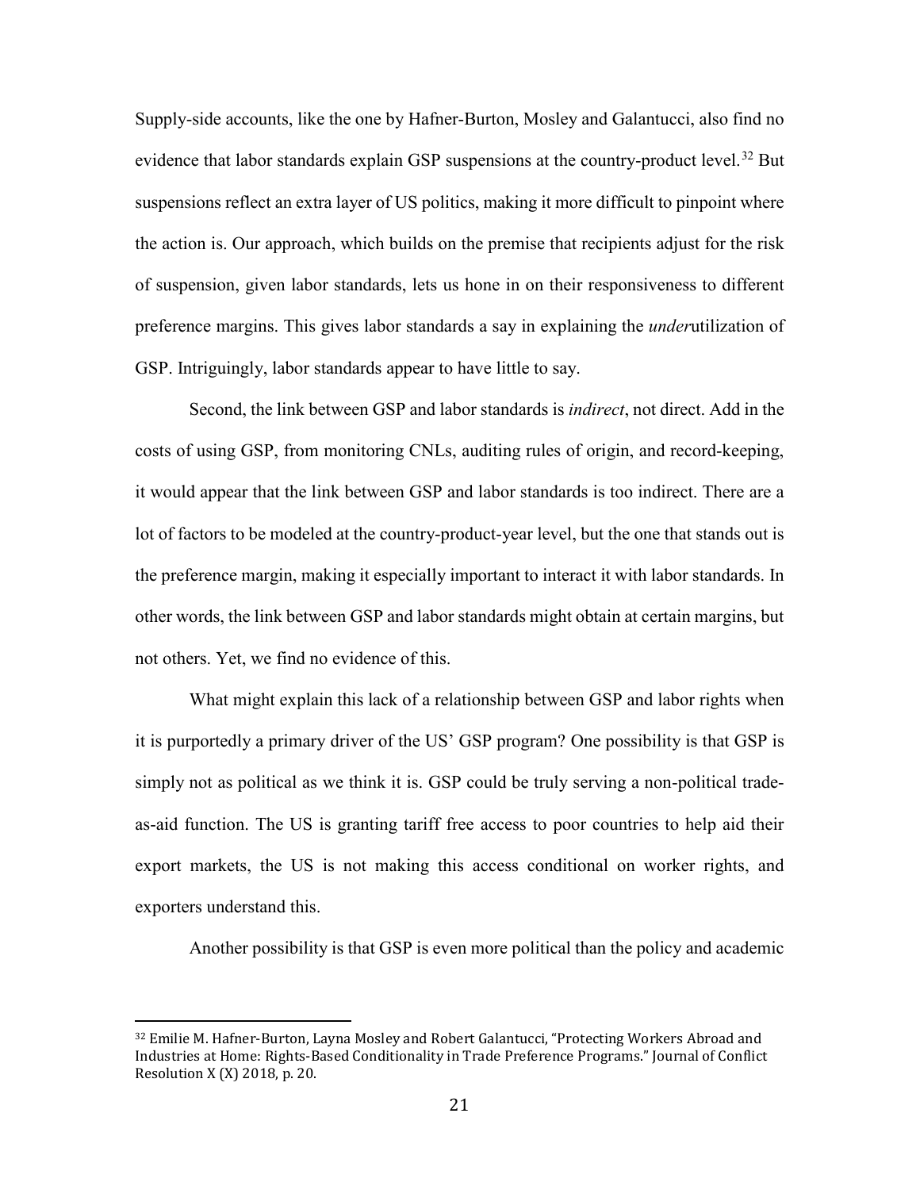Supply-side accounts, like the one by Hafner-Burton, Mosley and Galantucci, also find no evidence that labor standards explain GSP suspensions at the country-product level.[32] But suspensions reflect an extra layer of US politics, making it more difficult to pinpoint where the action is. Our approach, which builds on the premise that recipients adjust for the risk of suspension, given labor standards, lets us hone in on their responsiveness to different preference margins. This gives labor standards a say in explaining the *under*utilization of GSP. Intriguingly, labor standards appear to have little to say.

Second, the link between GSP and labor standards is *indirect*, not direct. Add in the costs of using GSP, from monitoring CNLs, auditing rules of origin, and record-keeping, it would appear that the link between GSP and labor standards is too indirect. There are a lot of factors to be modeled at the country-product-year level, but the one that stands out is the preference margin, making it especially important to interact it with labor standards. In other words, the link between GSP and labor standards might obtain at certain margins, but not others. Yet, we find no evidence of this.

What might explain this lack of a relationship between GSP and labor rights when it is purportedly a primary driver of the US' GSP program? One possibility is that GSP is simply not as political as we think it is. GSP could be truly serving a non-political trade-as-aid function. The US is granting tariff free access to poor countries to help aid their export markets, the US is not making this access conditional on worker rights, and exporters understand this.

Another possibility is that GSP is even more political than the policy and academic

[32] Emilie M. Hafner-Burton, Layna Mosley and Robert Galantucci, "Protecting Workers Abroad and Industries at Home: Rights-Based Conditionality in Trade Preference Programs." Journal of Conflict Resolution X (X) 2018, p. 20.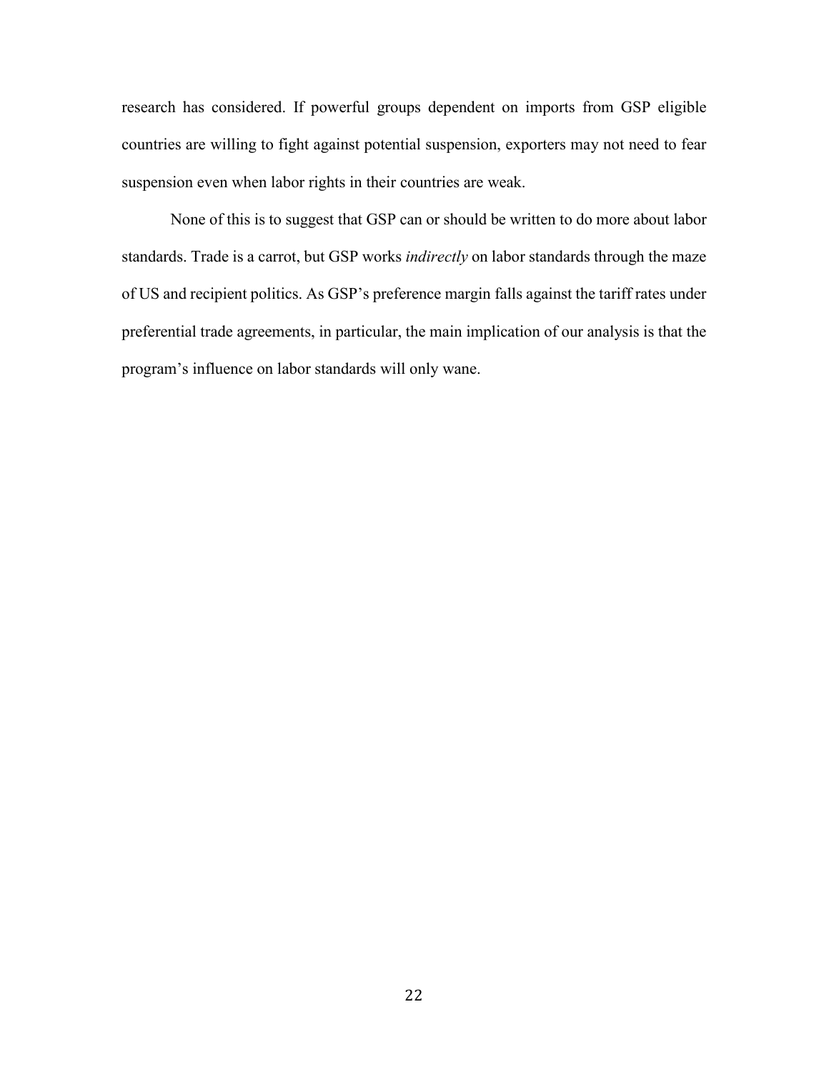research has considered. If powerful groups dependent on imports from GSP eligible countries are willing to fight against potential suspension, exporters may not need to fear suspension even when labor rights in their countries are weak.

None of this is to suggest that GSP can or should be written to do more about labor standards. Trade is a carrot, but GSP works *indirectly* on labor standards through the maze of US and recipient politics. As GSP's preference margin falls against the tariff rates under preferential trade agreements, in particular, the main implication of our analysis is that the program's influence on labor standards will only wane.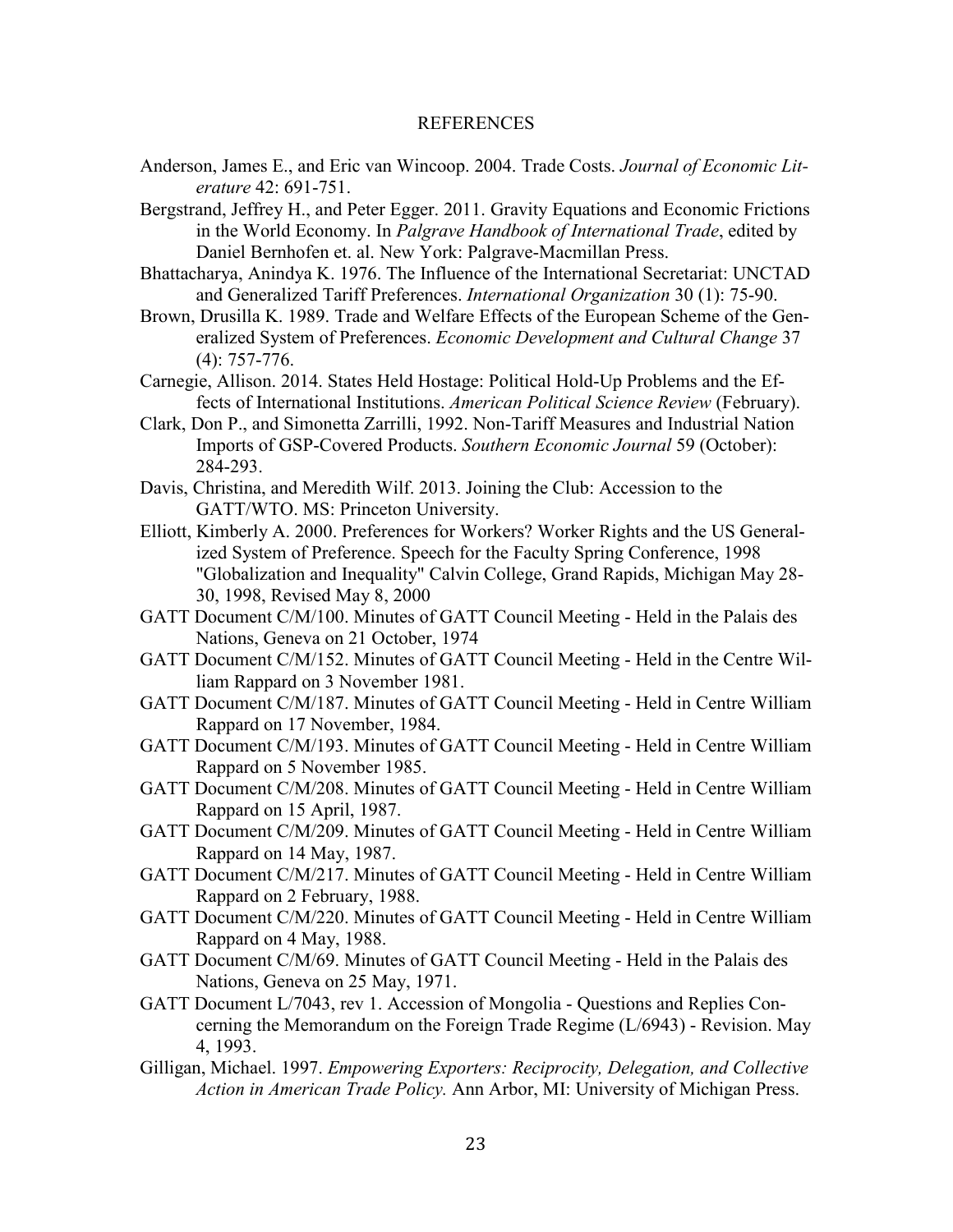# REFERENCES

Anderson, James E., and Eric van Wincoop. 2004. Trade Costs. *Journal of Economic Literature* 42: 691-751.

Bergstrand, Jeffrey H., and Peter Egger. 2011. Gravity Equations and Economic Frictions in the World Economy. In *Palgrave Handbook of International Trade*, edited by Daniel Bernhofen et. al. New York: Palgrave-Macmillan Press.

Bhattacharya, Anindya K. 1976. The Influence of the International Secretariat: UNCTAD and Generalized Tariff Preferences. *International Organization* 30 (1): 75-90.

Brown, Drusilla K. 1989. Trade and Welfare Effects of the European Scheme of the Generalized System of Preferences. *Economic Development and Cultural Change* 37 (4): 757-776.

Carnegie, Allison. 2014. States Held Hostage: Political Hold-Up Problems and the Effects of International Institutions. *American Political Science Review* (February).

Clark, Don P., and Simonetta Zarrilli, 1992. Non-Tariff Measures and Industrial Nation Imports of GSP-Covered Products. *Southern Economic Journal* 59 (October): 284-293.

Davis, Christina, and Meredith Wilf. 2013. Joining the Club: Accession to the GATT/WTO. MS: Princeton University.

Elliott, Kimberly A. 2000. Preferences for Workers? Worker Rights and the US Generalized System of Preference. Speech for the Faculty Spring Conference, 1998 "Globalization and Inequality" Calvin College, Grand Rapids, Michigan May 28-30, 1998, Revised May 8, 2000

GATT Document C/M/100. Minutes of GATT Council Meeting - Held in the Palais des Nations, Geneva on 21 October, 1974

GATT Document C/M/152. Minutes of GATT Council Meeting - Held in the Centre William Rappard on 3 November 1981.

GATT Document C/M/187. Minutes of GATT Council Meeting - Held in Centre William Rappard on 17 November, 1984.

GATT Document C/M/193. Minutes of GATT Council Meeting - Held in Centre William Rappard on 5 November 1985.

GATT Document C/M/208. Minutes of GATT Council Meeting - Held in Centre William Rappard on 15 April, 1987.

GATT Document C/M/209. Minutes of GATT Council Meeting - Held in Centre William Rappard on 14 May, 1987.

GATT Document C/M/217. Minutes of GATT Council Meeting - Held in Centre William Rappard on 2 February, 1988.

GATT Document C/M/220. Minutes of GATT Council Meeting - Held in Centre William Rappard on 4 May, 1988.

GATT Document C/M/69. Minutes of GATT Council Meeting - Held in the Palais des Nations, Geneva on 25 May, 1971.

GATT Document L/7043, rev 1. Accession of Mongolia - Questions and Replies Concerning the Memorandum on the Foreign Trade Regime (L/6943) - Revision. May 4, 1993.

Gilligan, Michael. 1997. *Empowering Exporters: Reciprocity, Delegation, and Collective Action in American Trade Policy.* Ann Arbor, MI: University of Michigan Press.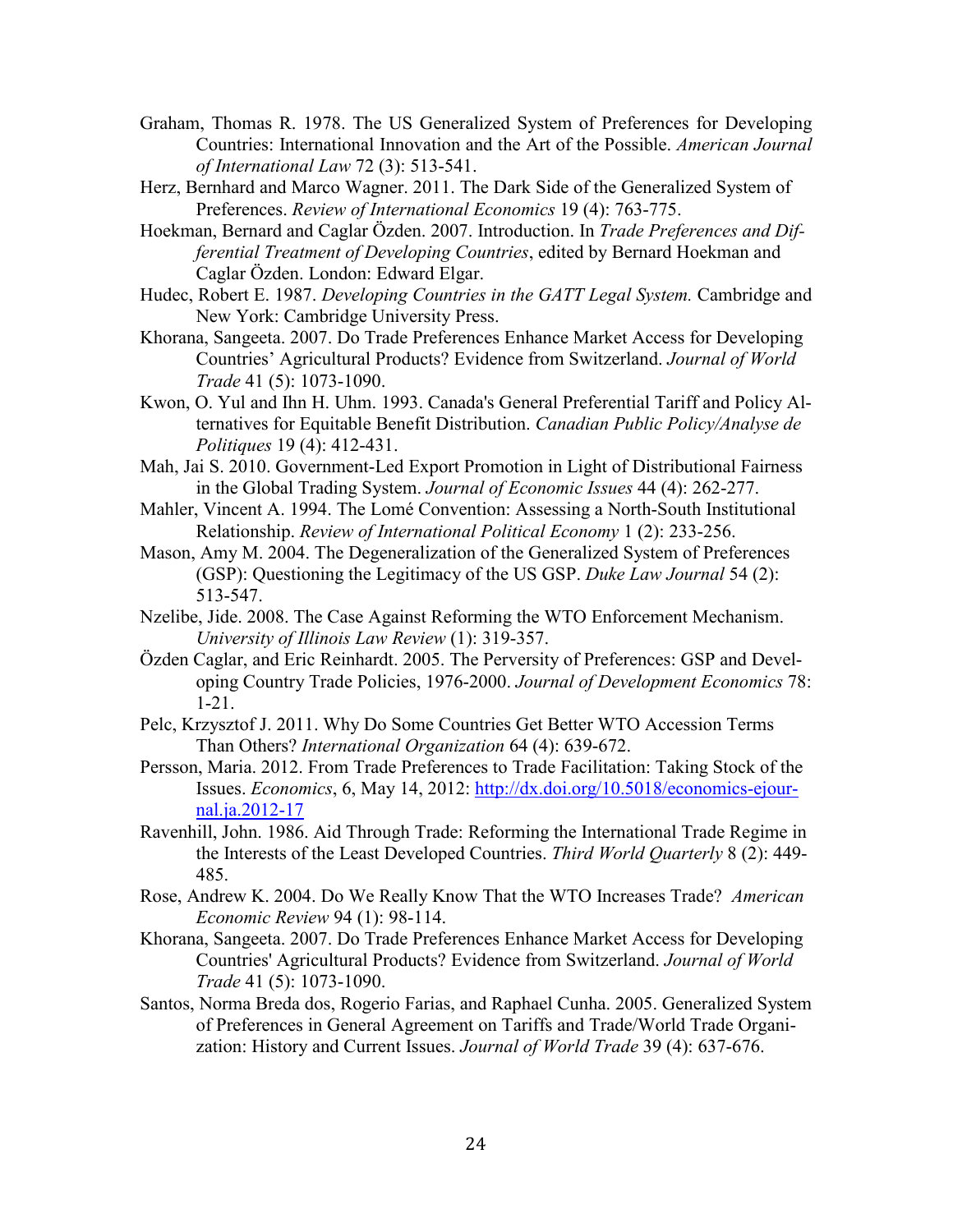Graham, Thomas R. 1978. The US Generalized System of Preferences for Developing Countries: International Innovation and the Art of the Possible. *American Journal of International Law* 72 (3): 513-541.

Herz, Bernhard and Marco Wagner. 2011. The Dark Side of the Generalized System of Preferences. *Review of International Economics* 19 (4): 763-775.

Hoekman, Bernard and Caglar Özden. 2007. Introduction. In *Trade Preferences and Differential Treatment of Developing Countries*, edited by Bernard Hoekman and Caglar Özden. London: Edward Elgar.

Hudec, Robert E. 1987. *Developing Countries in the GATT Legal System.* Cambridge and New York: Cambridge University Press.

Khorana, Sangeeta. 2007. Do Trade Preferences Enhance Market Access for Developing Countries' Agricultural Products? Evidence from Switzerland. *Journal of World Trade* 41 (5): 1073-1090.

Kwon, O. Yul and Ihn H. Uhm. 1993. Canada's General Preferential Tariff and Policy Alternatives for Equitable Benefit Distribution. *Canadian Public Policy/Analyse de Politiques* 19 (4): 412-431.

Mah, Jai S. 2010. Government-Led Export Promotion in Light of Distributional Fairness in the Global Trading System. *Journal of Economic Issues* 44 (4): 262-277.

Mahler, Vincent A. 1994. The Lomé Convention: Assessing a North-South Institutional Relationship. *Review of International Political Economy* 1 (2): 233-256.

Mason, Amy M. 2004. The Degeneralization of the Generalized System of Preferences (GSP): Questioning the Legitimacy of the US GSP. *Duke Law Journal* 54 (2): 513-547.

Nzelibe, Jide. 2008. The Case Against Reforming the WTO Enforcement Mechanism. *University of Illinois Law Review* (1): 319-357.

Özden Caglar, and Eric Reinhardt. 2005. The Perversity of Preferences: GSP and Developing Country Trade Policies, 1976-2000. *Journal of Development Economics* 78: 1-21.

Pelc, Krzysztof J. 2011. Why Do Some Countries Get Better WTO Accession Terms Than Others? *International Organization* 64 (4): 639-672.

Persson, Maria. 2012. From Trade Preferences to Trade Facilitation: Taking Stock of the Issues. *Economics*, 6, May 14, 2012: [http://dx.doi.org/10.5018/economics-ejournal.ja.2012-17](http://dx.doi.org/10.5018/economics-ejournal.ja.2012-17)

Ravenhill, John. 1986. Aid Through Trade: Reforming the International Trade Regime in the Interests of the Least Developed Countries. *Third World Quarterly* 8 (2): 449-485.

Rose, Andrew K. 2004. Do We Really Know That the WTO Increases Trade? *American Economic Review* 94 (1): 98-114.

Khorana, Sangeeta. 2007. Do Trade Preferences Enhance Market Access for Developing Countries' Agricultural Products? Evidence from Switzerland. *Journal of World Trade* 41 (5): 1073-1090.

Santos, Norma Breda dos, Rogerio Farias, and Raphael Cunha. 2005. Generalized System of Preferences in General Agreement on Tariffs and Trade/World Trade Organization: History and Current Issues. *Journal of World Trade* 39 (4): 637-676.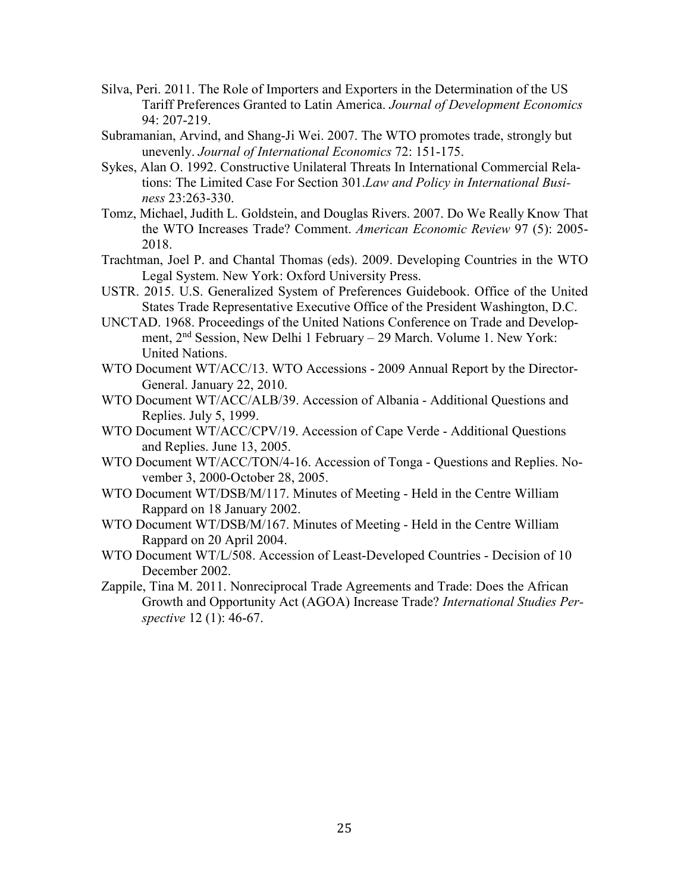Silva, Peri. 2011. The Role of Importers and Exporters in the Determination of the US Tariff Preferences Granted to Latin America. *Journal of Development Economics* 94: 207-219.

Subramanian, Arvind, and Shang-Ji Wei. 2007. The WTO promotes trade, strongly but unevenly. *Journal of International Economics* 72: 151-175.

Sykes, Alan O. 1992. Constructive Unilateral Threats In International Commercial Relations: The Limited Case For Section 301.*Law and Policy in International Business* 23:263-330.

Tomz, Michael, Judith L. Goldstein, and Douglas Rivers. 2007. Do We Really Know That the WTO Increases Trade? Comment. *American Economic Review* 97 (5): 2005-2018.

Trachtman, Joel P. and Chantal Thomas (eds). 2009. Developing Countries in the WTO Legal System. New York: Oxford University Press.

USTR. 2015. U.S. Generalized System of Preferences Guidebook. Office of the United States Trade Representative Executive Office of the President Washington, D.C.

UNCTAD. 1968. Proceedings of the United Nations Conference on Trade and Development, 2nd Session, New Delhi 1 February – 29 March. Volume 1. New York: United Nations.

WTO Document WT/ACC/13. WTO Accessions - 2009 Annual Report by the Director-General. January 22, 2010.

WTO Document WT/ACC/ALB/39. Accession of Albania - Additional Questions and Replies. July 5, 1999.

WTO Document WT/ACC/CPV/19. Accession of Cape Verde - Additional Questions and Replies. June 13, 2005.

WTO Document WT/ACC/TON/4-16. Accession of Tonga - Questions and Replies. November 3, 2000-October 28, 2005.

WTO Document WT/DSB/M/117. Minutes of Meeting - Held in the Centre William Rappard on 18 January 2002.

WTO Document WT/DSB/M/167. Minutes of Meeting - Held in the Centre William Rappard on 20 April 2004.

WTO Document WT/L/508. Accession of Least-Developed Countries - Decision of 10 December 2002.

Zappile, Tina M. 2011. Nonreciprocal Trade Agreements and Trade: Does the African Growth and Opportunity Act (AGOA) Increase Trade? *International Studies Perspective* 12 (1): 46-67.